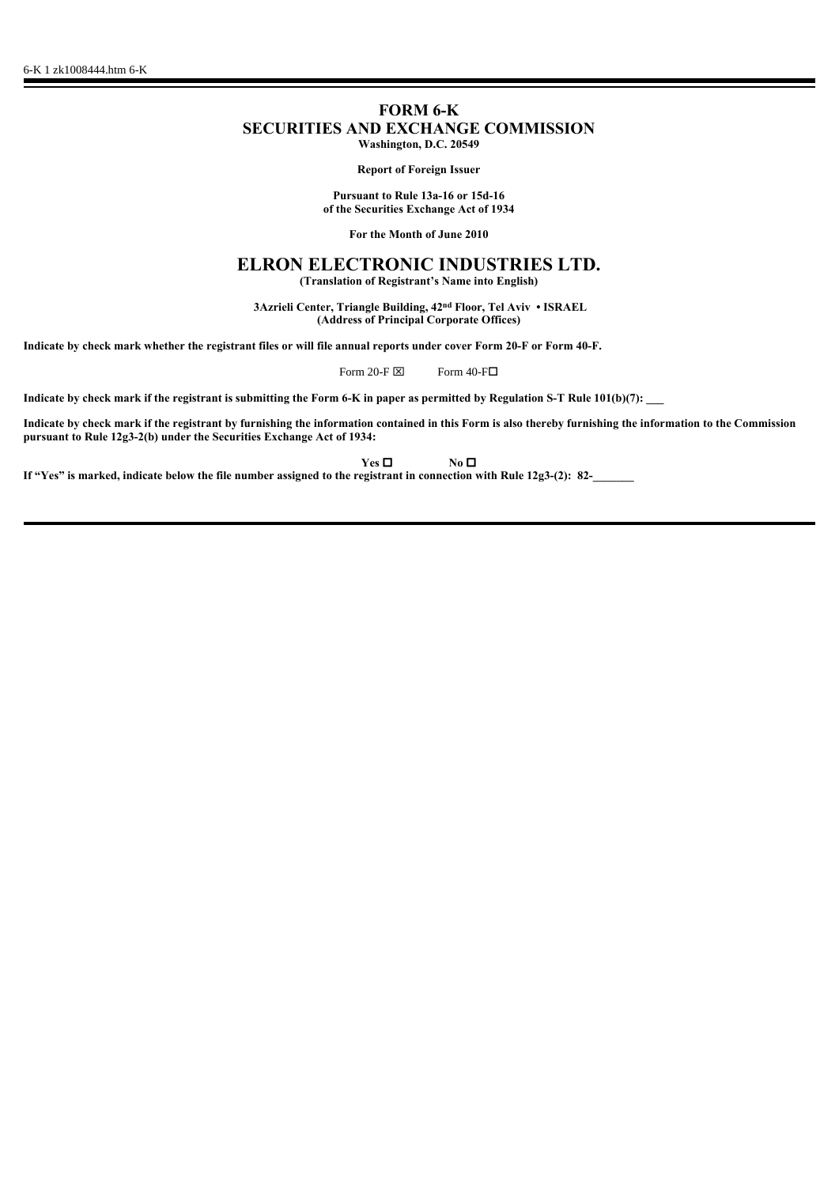6-K 1 zk1008444.htm 6-K

# FORM 6-K
## SECURITIES AND EXCHANGE COMMISSION
**Washington, D.C. 20549**

**Report of Foreign Issuer**

**Pursuant to Rule 13a-16 or 15d-16**
**of the Securities Exchange Act of 1934**

**For the Month of June 2010**

# ELRON ELECTRONIC INDUSTRIES LTD.
**(Translation of Registrant's Name into English)**

**3Azrieli Center, Triangle Building, 42nd Floor, Tel Aviv • ISRAEL**
**(Address of Principal Corporate Offices)**

**Indicate by check mark whether the registrant files or will file annual reports under cover Form 20-F or Form 40-F.**

Form 20-F ☒ Form 40-F☐

**Indicate by check mark if the registrant is submitting the Form 6-K in paper as permitted by Regulation S-T Rule 101(b)(7): ___**

**Indicate by check mark if the registrant by furnishing the information contained in this Form is also thereby furnishing the information to the Commission pursuant to Rule 12g3-2(b) under the Securities Exchange Act of 1934:**

**Yes ☐ No ☐**

**If "Yes" is marked, indicate below the file number assigned to the registrant in connection with Rule 12g3-(2): 82-_______**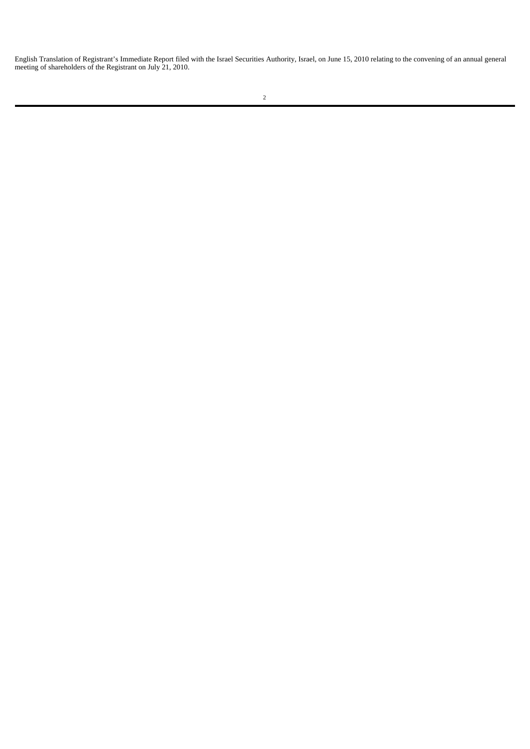English Translation of Registrant's Immediate Report filed with the Israel Securities Authority, Israel, on June 15, 2010 relating to the convening of an annual general meeting of shareholders of the Registrant on July 21, 2010.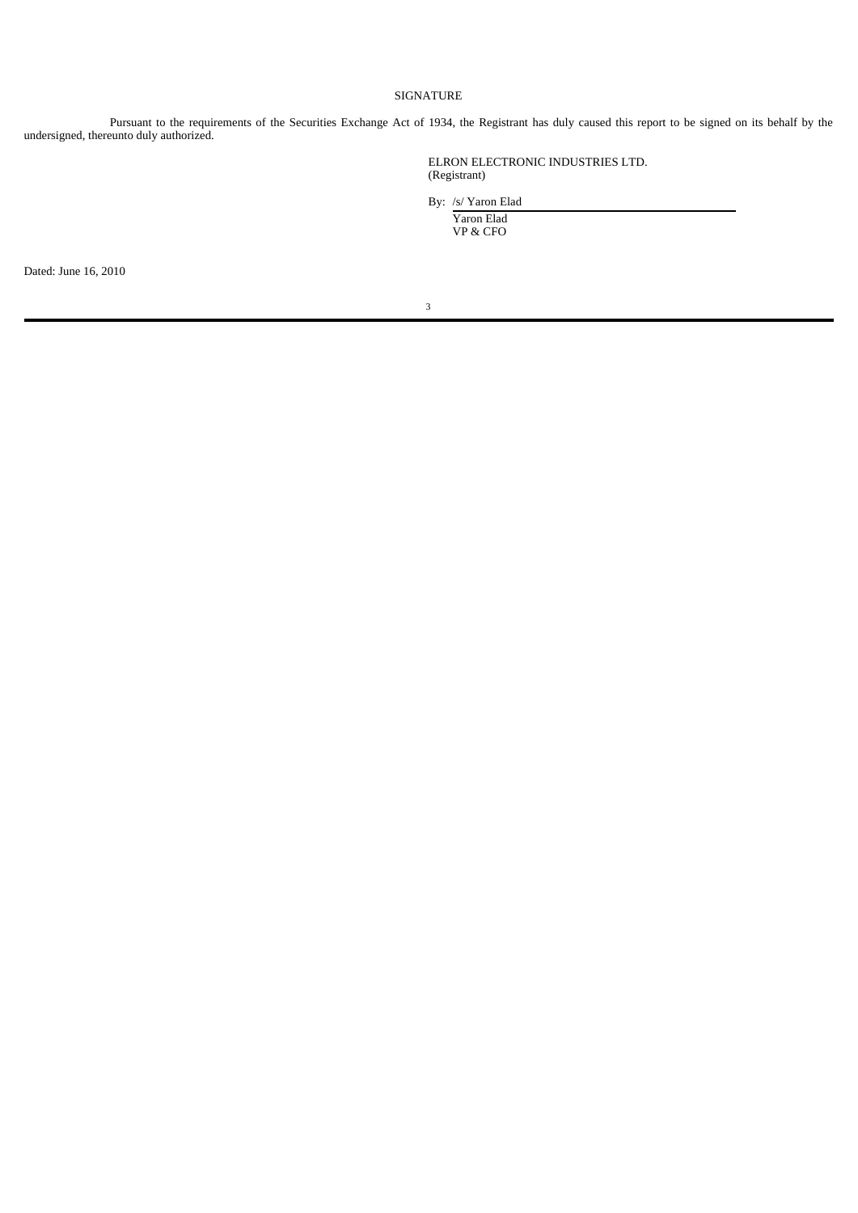## SIGNATURE

Pursuant to the requirements of the Securities Exchange Act of 1934, the Registrant has duly caused this report to be signed on its behalf by the undersigned, thereunto duly authorized.

ELRON ELECTRONIC INDUSTRIES LTD.
(Registrant)

By: /s/ Yaron Elad
Yaron Elad
VP & CFO

Dated: June 16, 2010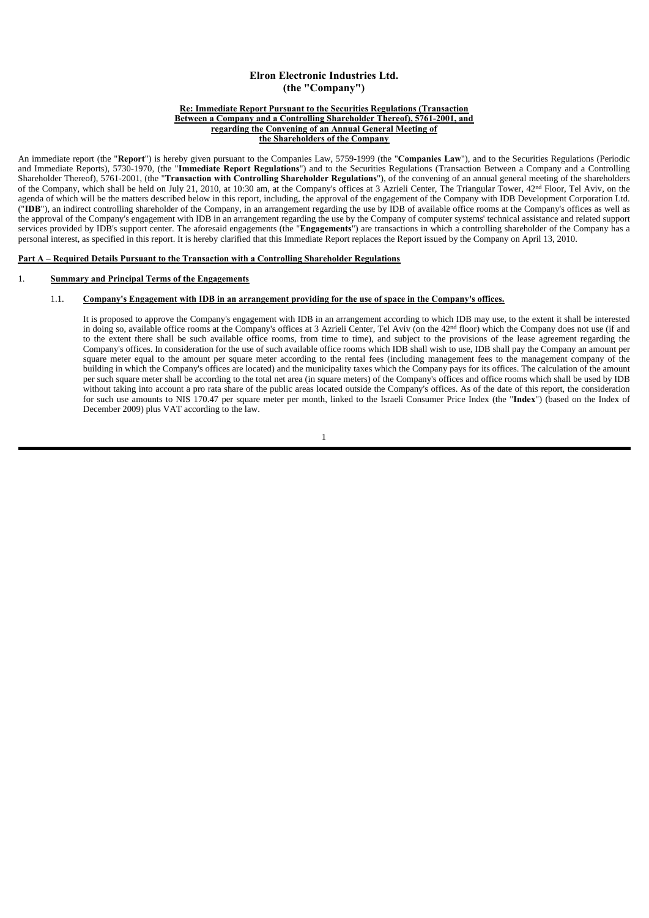# Elron Electronic Industries Ltd.
# (the "Company")

**Re: Immediate Report Pursuant to the Securities Regulations (Transaction Between a Company and a Controlling Shareholder Thereof), 5761-2001, and regarding the Convening of an Annual General Meeting of the Shareholders of the Company**

An immediate report (the "**Report**") is hereby given pursuant to the Companies Law, 5759-1999 (the "**Companies Law**"), and to the Securities Regulations (Periodic and Immediate Reports), 5730-1970, (the "**Immediate Report Regulations**") and to the Securities Regulations (Transaction Between a Company and a Controlling Shareholder Thereof), 5761-2001, (the "**Transaction with Controlling Shareholder Regulations**"), of the convening of an annual general meeting of the shareholders of the Company, which shall be held on July 21, 2010, at 10:30 am, at the Company's offices at 3 Azrieli Center, The Triangular Tower, 42nd Floor, Tel Aviv, on the agenda of which will be the matters described below in this report, including, the approval of the engagement of the Company with IDB Development Corporation Ltd. ("**IDB**"), an indirect controlling shareholder of the Company, in an arrangement regarding the use by IDB of available office rooms at the Company's offices as well as the approval of the Company's engagement with IDB in an arrangement regarding the use by the Company of computer systems' technical assistance and related support services provided by IDB's support center. The aforesaid engagements (the "**Engagements**") are transactions in which a controlling shareholder of the Company has a personal interest, as specified in this report. It is hereby clarified that this Immediate Report replaces the Report issued by the Company on April 13, 2010.

## Part A – Required Details Pursuant to the Transaction with a Controlling Shareholder Regulations

### 1. Summary and Principal Terms of the Engagements

#### 1.1. Company's Engagement with IDB in an arrangement providing for the use of space in the Company's offices.

It is proposed to approve the Company's engagement with IDB in an arrangement according to which IDB may use, to the extent it shall be interested in doing so, available office rooms at the Company's offices at 3 Azrieli Center, Tel Aviv (on the 42nd floor) which the Company does not use (if and to the extent there shall be such available office rooms, from time to time), and subject to the provisions of the lease agreement regarding the Company's offices. In consideration for the use of such available office rooms which IDB shall wish to use, IDB shall pay the Company an amount per square meter equal to the amount per square meter according to the rental fees (including management fees to the management company of the building in which the Company's offices are located) and the municipality taxes which the Company pays for its offices. The calculation of the amount per such square meter shall be according to the total net area (in square meters) of the Company's offices and office rooms which shall be used by IDB without taking into account a pro rata share of the public areas located outside the Company's offices. As of the date of this report, the consideration for such use amounts to NIS 170.47 per square meter per month, linked to the Israeli Consumer Price Index (the "**Index**") (based on the Index of December 2009) plus VAT according to the law.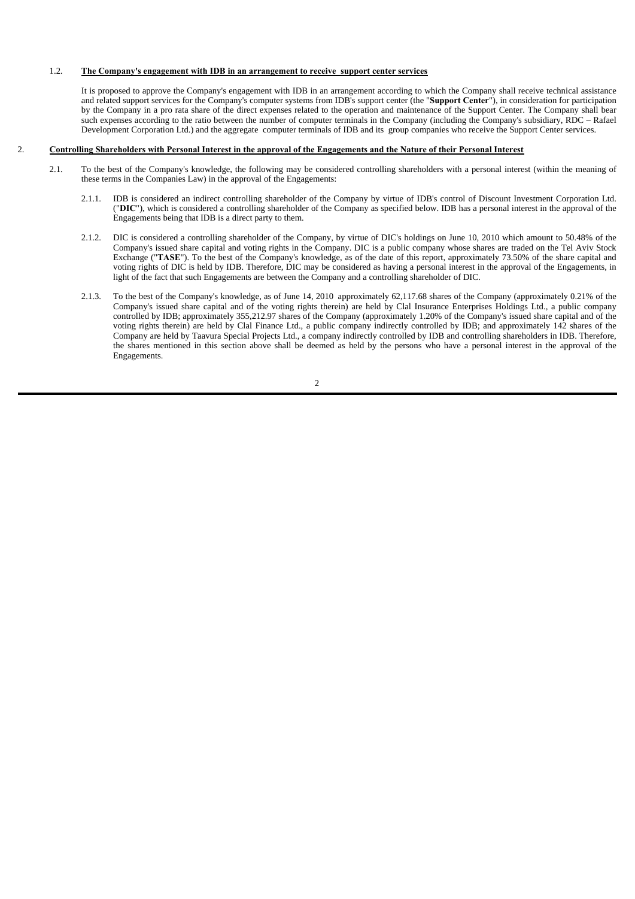1.2. **The Company's engagement with IDB in an arrangement to receive support center services**

It is proposed to approve the Company's engagement with IDB in an arrangement according to which the Company shall receive technical assistance and related support services for the Company's computer systems from IDB's support center (the "**Support Center**"), in consideration for participation by the Company in a pro rata share of the direct expenses related to the operation and maintenance of the Support Center. The Company shall bear such expenses according to the ratio between the number of computer terminals in the Company (including the Company's subsidiary, RDC – Rafael Development Corporation Ltd.) and the aggregate computer terminals of IDB and its group companies who receive the Support Center services.

2. **Controlling Shareholders with Personal Interest in the approval of the Engagements and the Nature of their Personal Interest**

2.1. To the best of the Company's knowledge, the following may be considered controlling shareholders with a personal interest (within the meaning of these terms in the Companies Law) in the approval of the Engagements:

2.1.1. IDB is considered an indirect controlling shareholder of the Company by virtue of IDB's control of Discount Investment Corporation Ltd. ("**DIC**"), which is considered a controlling shareholder of the Company as specified below. IDB has a personal interest in the approval of the Engagements being that IDB is a direct party to them.

2.1.2. DIC is considered a controlling shareholder of the Company, by virtue of DIC's holdings on June 10, 2010 which amount to 50.48% of the Company's issued share capital and voting rights in the Company. DIC is a public company whose shares are traded on the Tel Aviv Stock Exchange ("**TASE**"). To the best of the Company's knowledge, as of the date of this report, approximately 73.50% of the share capital and voting rights of DIC is held by IDB. Therefore, DIC may be considered as having a personal interest in the approval of the Engagements, in light of the fact that such Engagements are between the Company and a controlling shareholder of DIC.

2.1.3. To the best of the Company's knowledge, as of June 14, 2010 approximately 62,117.68 shares of the Company (approximately 0.21% of the Company's issued share capital and of the voting rights therein) are held by Clal Insurance Enterprises Holdings Ltd., a public company controlled by IDB; approximately 355,212.97 shares of the Company (approximately 1.20% of the Company's issued share capital and of the voting rights therein) are held by Clal Finance Ltd., a public company indirectly controlled by IDB; and approximately 142 shares of the Company are held by Taavura Special Projects Ltd., a company indirectly controlled by IDB and controlling shareholders in IDB. Therefore, the shares mentioned in this section above shall be deemed as held by the persons who have a personal interest in the approval of the Engagements.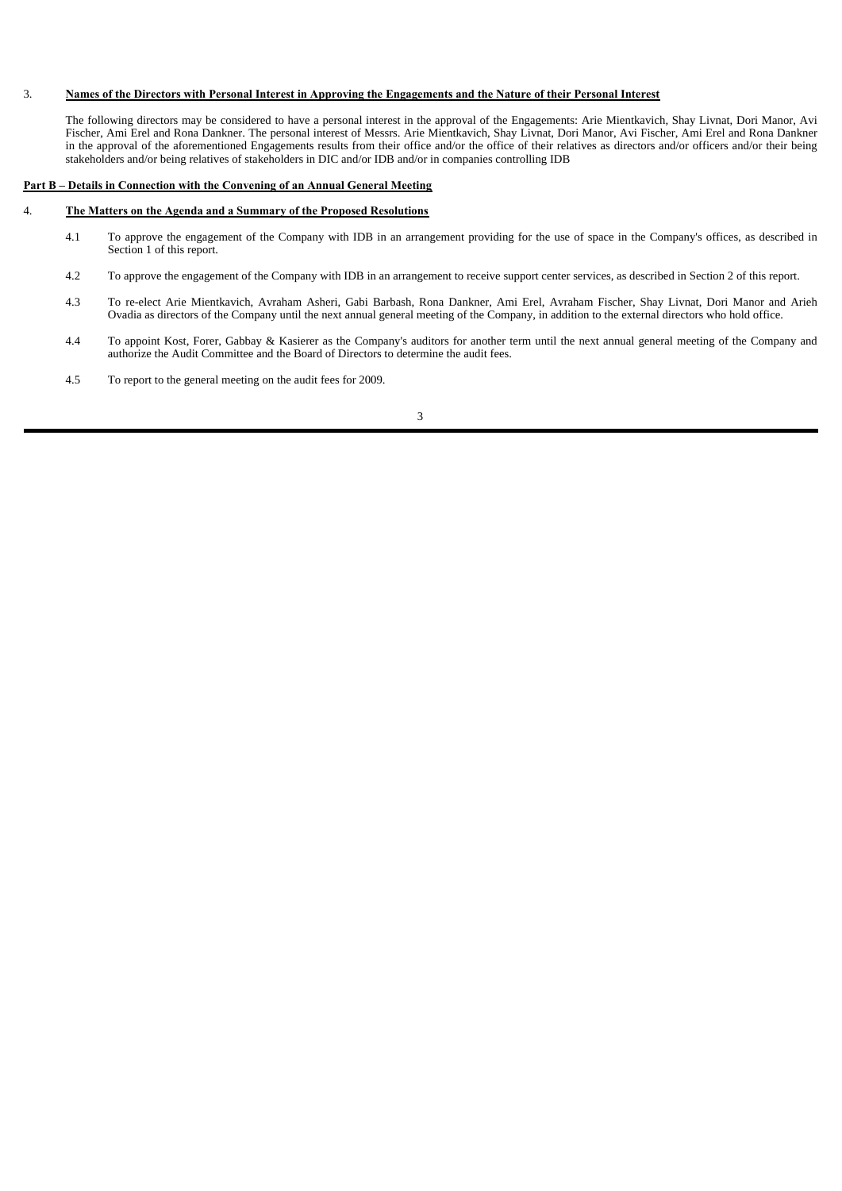3. **Names of the Directors with Personal Interest in Approving the Engagements and the Nature of their Personal Interest**

The following directors may be considered to have a personal interest in the approval of the Engagements: Arie Mientkavich, Shay Livnat, Dori Manor, Avi Fischer, Ami Erel and Rona Dankner. The personal interest of Messrs. Arie Mientkavich, Shay Livnat, Dori Manor, Avi Fischer, Ami Erel and Rona Dankner in the approval of the aforementioned Engagements results from their office and/or the office of their relatives as directors and/or officers and/or their being stakeholders and/or being relatives of stakeholders in DIC and/or IDB and/or in companies controlling IDB

**Part B – Details in Connection with the Convening of an Annual General Meeting**

4. **The Matters on the Agenda and a Summary of the Proposed Resolutions**

4.1 To approve the engagement of the Company with IDB in an arrangement providing for the use of space in the Company's offices, as described in Section 1 of this report.

4.2 To approve the engagement of the Company with IDB in an arrangement to receive support center services, as described in Section 2 of this report.

4.3 To re-elect Arie Mientkavich, Avraham Asheri, Gabi Barbash, Rona Dankner, Ami Erel, Avraham Fischer, Shay Livnat, Dori Manor and Arieh Ovadia as directors of the Company until the next annual general meeting of the Company, in addition to the external directors who hold office.

4.4 To appoint Kost, Forer, Gabbay & Kasierer as the Company's auditors for another term until the next annual general meeting of the Company and authorize the Audit Committee and the Board of Directors to determine the audit fees.

4.5 To report to the general meeting on the audit fees for 2009.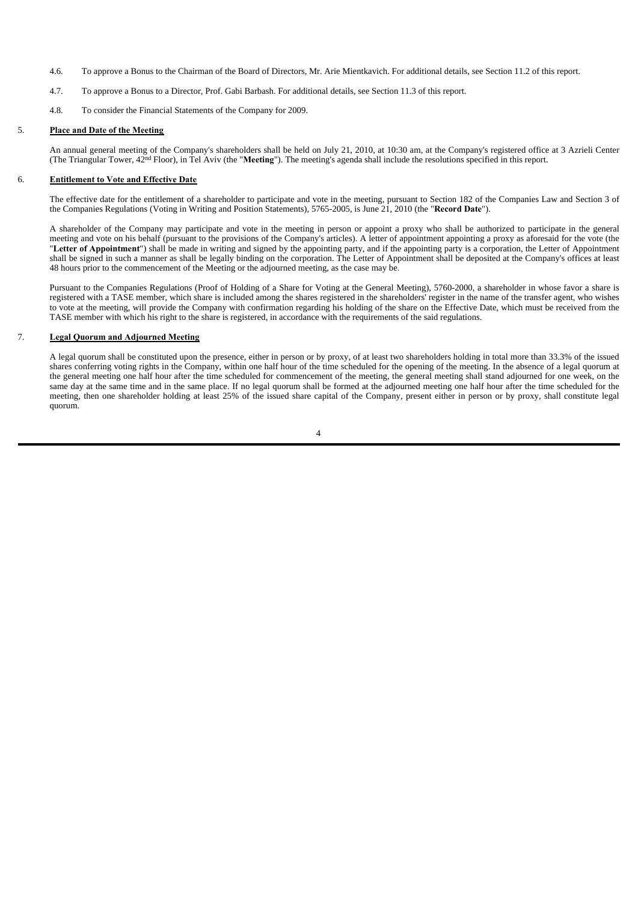4.6. To approve a Bonus to the Chairman of the Board of Directors, Mr. Arie Mientkavich. For additional details, see Section 11.2 of this report.

4.7. To approve a Bonus to a Director, Prof. Gabi Barbash. For additional details, see Section 11.3 of this report.

4.8. To consider the Financial Statements of the Company for 2009.

5. **Place and Date of the Meeting**

An annual general meeting of the Company's shareholders shall be held on July 21, 2010, at 10:30 am, at the Company's registered office at 3 Azrieli Center (The Triangular Tower, 42nd Floor), in Tel Aviv (the "**Meeting**"). The meeting's agenda shall include the resolutions specified in this report.

6. **Entitlement to Vote and Effective Date**

The effective date for the entitlement of a shareholder to participate and vote in the meeting, pursuant to Section 182 of the Companies Law and Section 3 of the Companies Regulations (Voting in Writing and Position Statements), 5765-2005, is June 21, 2010 (the "**Record Date**").

A shareholder of the Company may participate and vote in the meeting in person or appoint a proxy who shall be authorized to participate in the general meeting and vote on his behalf (pursuant to the provisions of the Company's articles). A letter of appointment appointing a proxy as aforesaid for the vote (the "**Letter of Appointment**") shall be made in writing and signed by the appointing party, and if the appointing party is a corporation, the Letter of Appointment shall be signed in such a manner as shall be legally binding on the corporation. The Letter of Appointment shall be deposited at the Company's offices at least 48 hours prior to the commencement of the Meeting or the adjourned meeting, as the case may be.

Pursuant to the Companies Regulations (Proof of Holding of a Share for Voting at the General Meeting), 5760-2000, a shareholder in whose favor a share is registered with a TASE member, which share is included among the shares registered in the shareholders' register in the name of the transfer agent, who wishes to vote at the meeting, will provide the Company with confirmation regarding his holding of the share on the Effective Date, which must be received from the TASE member with which his right to the share is registered, in accordance with the requirements of the said regulations.

7. **Legal Quorum and Adjourned Meeting**

A legal quorum shall be constituted upon the presence, either in person or by proxy, of at least two shareholders holding in total more than 33.3% of the issued shares conferring voting rights in the Company, within one half hour of the time scheduled for the opening of the meeting. In the absence of a legal quorum at the general meeting one half hour after the time scheduled for commencement of the meeting, the general meeting shall stand adjourned for one week, on the same day at the same time and in the same place. If no legal quorum shall be formed at the adjourned meeting one half hour after the time scheduled for the meeting, then one shareholder holding at least 25% of the issued share capital of the Company, present either in person or by proxy, shall constitute legal quorum.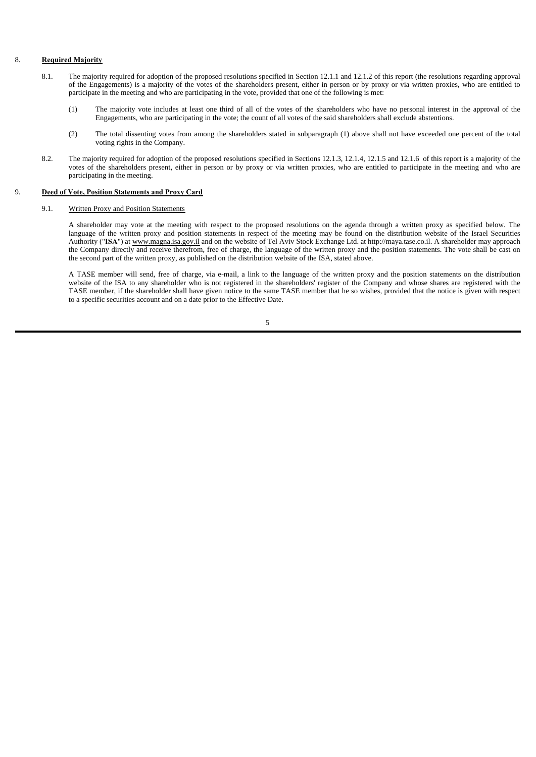## 8. **Required Majority**

8.1. The majority required for adoption of the proposed resolutions specified in Section 12.1.1 and 12.1.2 of this report (the resolutions regarding approval of the Engagements) is a majority of the votes of the shareholders present, either in person or by proxy or via written proxies, who are entitled to participate in the meeting and who are participating in the vote, provided that one of the following is met:

(1) The majority vote includes at least one third of all of the votes of the shareholders who have no personal interest in the approval of the Engagements, who are participating in the vote; the count of all votes of the said shareholders shall exclude abstentions.

(2) The total dissenting votes from among the shareholders stated in subparagraph (1) above shall not have exceeded one percent of the total voting rights in the Company.

8.2. The majority required for adoption of the proposed resolutions specified in Sections 12.1.3, 12.1.4, 12.1.5 and 12.1.6 of this report is a majority of the votes of the shareholders present, either in person or by proxy or via written proxies, who are entitled to participate in the meeting and who are participating in the meeting.

## 9. **Deed of Vote, Position Statements and Proxy Card**

### 9.1. Written Proxy and Position Statements

A shareholder may vote at the meeting with respect to the proposed resolutions on the agenda through a written proxy as specified below. The language of the written proxy and position statements in respect of the meeting may be found on the distribution website of the Israel Securities Authority ("**ISA**") at www.magna.isa.gov.il and on the website of Tel Aviv Stock Exchange Ltd. at http://maya.tase.co.il. A shareholder may approach the Company directly and receive therefrom, free of charge, the language of the written proxy and the position statements. The vote shall be cast on the second part of the written proxy, as published on the distribution website of the ISA, stated above.

A TASE member will send, free of charge, via e-mail, a link to the language of the written proxy and the position statements on the distribution website of the ISA to any shareholder who is not registered in the shareholders' register of the Company and whose shares are registered with the TASE member, if the shareholder shall have given notice to the same TASE member that he so wishes, provided that the notice is given with respect to a specific securities account and on a date prior to the Effective Date.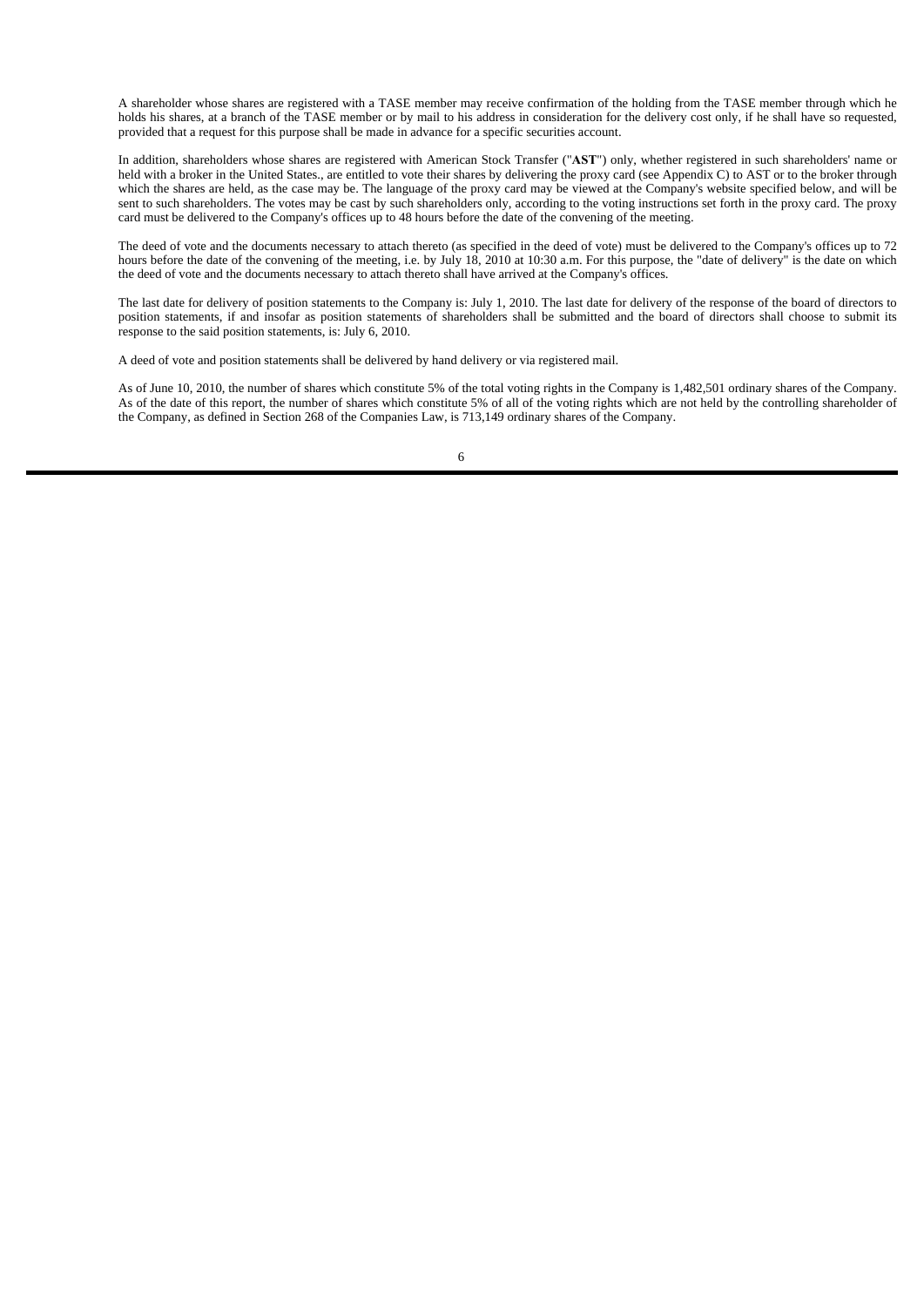A shareholder whose shares are registered with a TASE member may receive confirmation of the holding from the TASE member through which he holds his shares, at a branch of the TASE member or by mail to his address in consideration for the delivery cost only, if he shall have so requested, provided that a request for this purpose shall be made in advance for a specific securities account.

In addition, shareholders whose shares are registered with American Stock Transfer ("**AST**") only, whether registered in such shareholders' name or held with a broker in the United States., are entitled to vote their shares by delivering the proxy card (see Appendix C) to AST or to the broker through which the shares are held, as the case may be. The language of the proxy card may be viewed at the Company's website specified below, and will be sent to such shareholders. The votes may be cast by such shareholders only, according to the voting instructions set forth in the proxy card. The proxy card must be delivered to the Company's offices up to 48 hours before the date of the convening of the meeting.

The deed of vote and the documents necessary to attach thereto (as specified in the deed of vote) must be delivered to the Company's offices up to 72 hours before the date of the convening of the meeting, i.e. by July 18, 2010 at 10:30 a.m. For this purpose, the "date of delivery" is the date on which the deed of vote and the documents necessary to attach thereto shall have arrived at the Company's offices.

The last date for delivery of position statements to the Company is: July 1, 2010. The last date for delivery of the response of the board of directors to position statements, if and insofar as position statements of shareholders shall be submitted and the board of directors shall choose to submit its response to the said position statements, is: July 6, 2010.

A deed of vote and position statements shall be delivered by hand delivery or via registered mail.

As of June 10, 2010, the number of shares which constitute 5% of the total voting rights in the Company is 1,482,501 ordinary shares of the Company. As of the date of this report, the number of shares which constitute 5% of all of the voting rights which are not held by the controlling shareholder of the Company, as defined in Section 268 of the Companies Law, is 713,149 ordinary shares of the Company.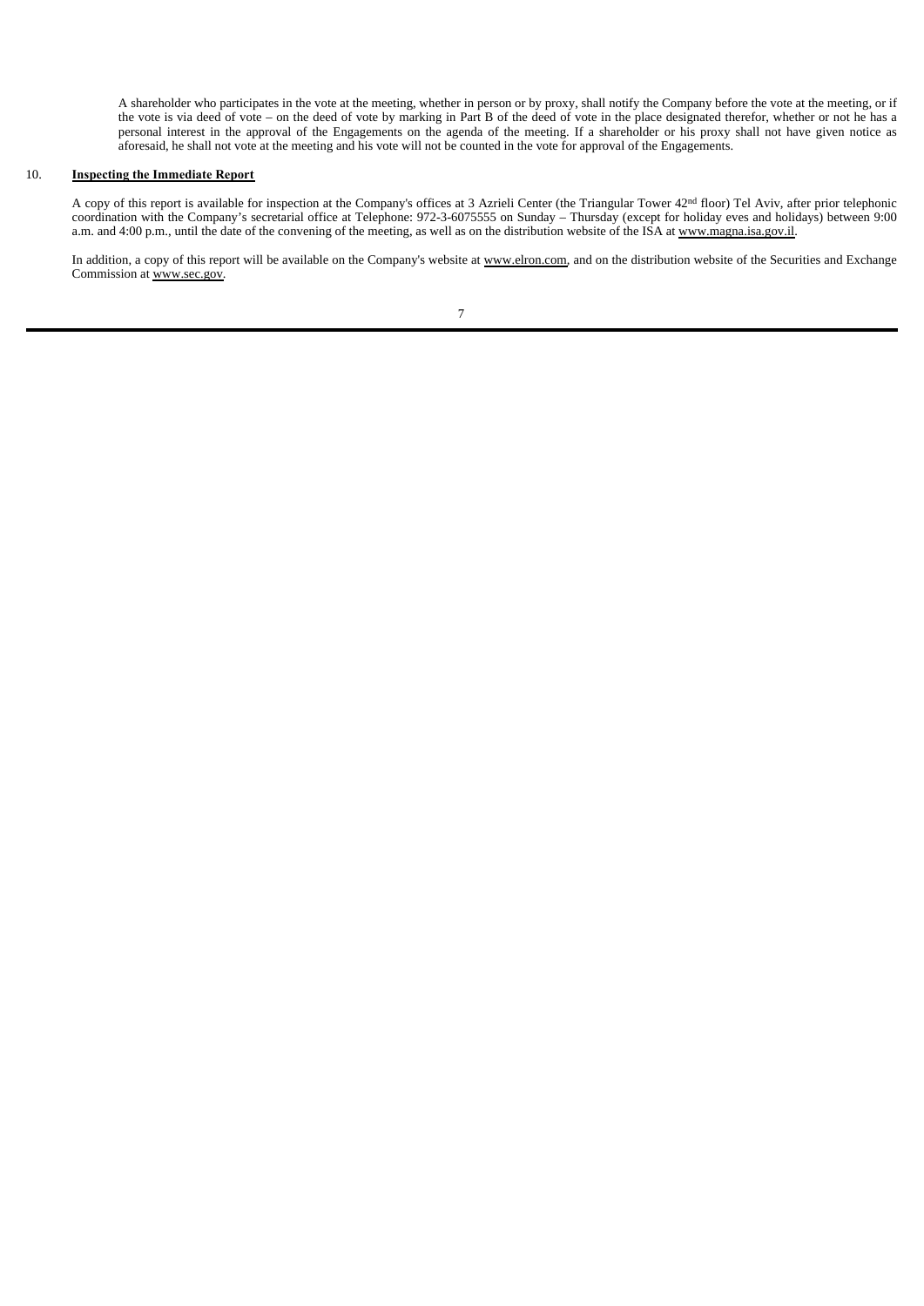A shareholder who participates in the vote at the meeting, whether in person or by proxy, shall notify the Company before the vote at the meeting, or if the vote is via deed of vote – on the deed of vote by marking in Part B of the deed of vote in the place designated therefor, whether or not he has a personal interest in the approval of the Engagements on the agenda of the meeting. If a shareholder or his proxy shall not have given notice as aforesaid, he shall not vote at the meeting and his vote will not be counted in the vote for approval of the Engagements.

10. **Inspecting the Immediate Report**

A copy of this report is available for inspection at the Company's offices at 3 Azrieli Center (the Triangular Tower 42nd floor) Tel Aviv, after prior telephonic coordination with the Company's secretarial office at Telephone: 972-3-6075555 on Sunday – Thursday (except for holiday eves and holidays) between 9:00 a.m. and 4:00 p.m., until the date of the convening of the meeting, as well as on the distribution website of the ISA at www.magna.isa.gov.il.

In addition, a copy of this report will be available on the Company's website at www.elron.com, and on the distribution website of the Securities and Exchange Commission at www.sec.gov.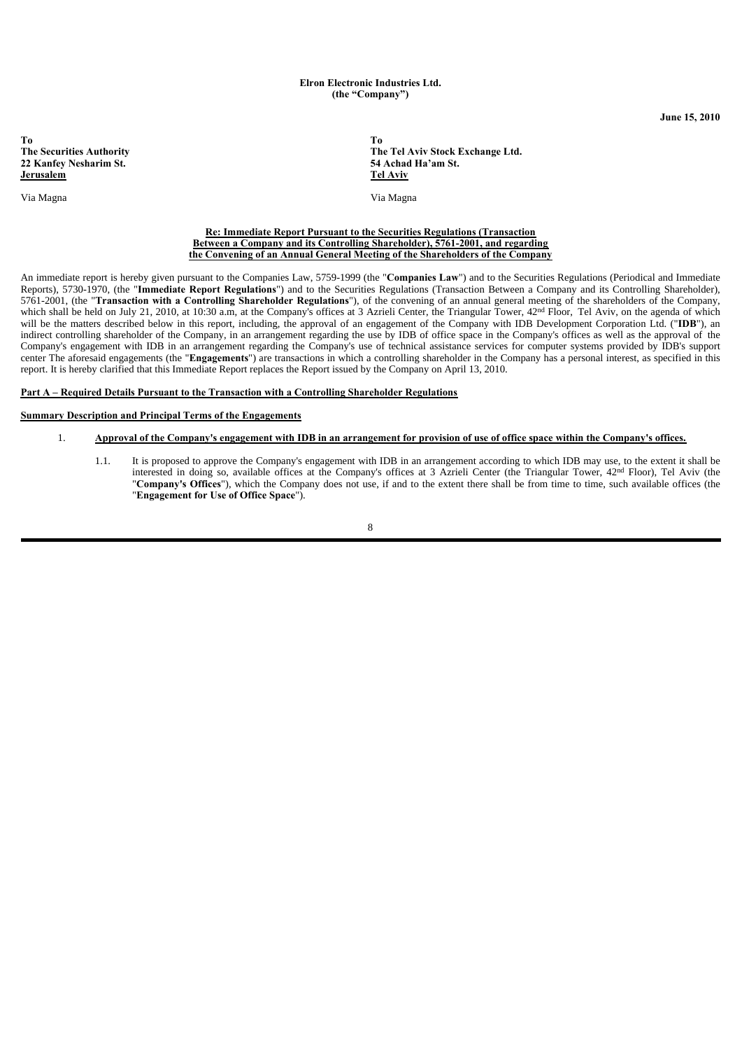**Elron Electronic Industries Ltd.**
**(the "Company")**

**June 15, 2010**

**To**
**The Securities Authority**
**22 Kanfey Nesharim St.**
**Jerusalem**

Via Magna

**To**
**The Tel Aviv Stock Exchange Ltd.**
**54 Achad Ha'am St.**
**Tel Aviv**

Via Magna

**Re: Immediate Report Pursuant to the Securities Regulations (Transaction Between a Company and its Controlling Shareholder), 5761-2001, and regarding the Convening of an Annual General Meeting of the Shareholders of the Company**

An immediate report is hereby given pursuant to the Companies Law, 5759-1999 (the "**Companies Law**") and to the Securities Regulations (Periodical and Immediate Reports), 5730-1970, (the "**Immediate Report Regulations**") and to the Securities Regulations (Transaction Between a Company and its Controlling Shareholder), 5761-2001, (the "**Transaction with a Controlling Shareholder Regulations**"), of the convening of an annual general meeting of the shareholders of the Company, which shall be held on July 21, 2010, at 10:30 a.m, at the Company's offices at 3 Azrieli Center, the Triangular Tower, 42nd Floor, Tel Aviv, on the agenda of which will be the matters described below in this report, including, the approval of an engagement of the Company with IDB Development Corporation Ltd. ("**IDB**"), an indirect controlling shareholder of the Company, in an arrangement regarding the use by IDB of office space in the Company's offices as well as the approval of the Company's engagement with IDB in an arrangement regarding the Company's use of technical assistance services for computer systems provided by IDB's support center The aforesaid engagements (the "**Engagements**") are transactions in which a controlling shareholder in the Company has a personal interest, as specified in this report. It is hereby clarified that this Immediate Report replaces the Report issued by the Company on April 13, 2010.

**Part A – Required Details Pursuant to the Transaction with a Controlling Shareholder Regulations**

**Summary Description and Principal Terms of the Engagements**

1. **Approval of the Company's engagement with IDB in an arrangement for provision of use of office space within the Company's offices.**

   1.1. It is proposed to approve the Company's engagement with IDB in an arrangement according to which IDB may use, to the extent it shall be interested in doing so, available offices at the Company's offices at 3 Azrieli Center (the Triangular Tower, 42nd Floor), Tel Aviv (the "**Company's Offices**"), which the Company does not use, if and to the extent there shall be from time to time, such available offices (the "**Engagement for Use of Office Space**").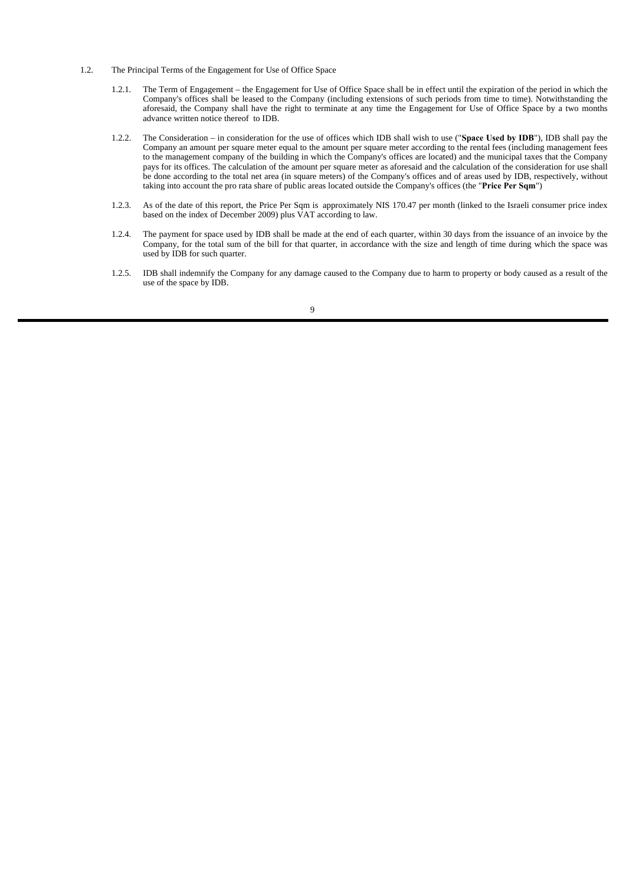1.2. The Principal Terms of the Engagement for Use of Office Space

1.2.1. The Term of Engagement – the Engagement for Use of Office Space shall be in effect until the expiration of the period in which the Company's offices shall be leased to the Company (including extensions of such periods from time to time). Notwithstanding the aforesaid, the Company shall have the right to terminate at any time the Engagement for Use of Office Space by a two months advance written notice thereof to IDB.

1.2.2. The Consideration – in consideration for the use of offices which IDB shall wish to use ("**Space Used by IDB**"), IDB shall pay the Company an amount per square meter equal to the amount per square meter according to the rental fees (including management fees to the management company of the building in which the Company's offices are located) and the municipal taxes that the Company pays for its offices. The calculation of the amount per square meter as aforesaid and the calculation of the consideration for use shall be done according to the total net area (in square meters) of the Company's offices and of areas used by IDB, respectively, without taking into account the pro rata share of public areas located outside the Company's offices (the "**Price Per Sqm**")

1.2.3. As of the date of this report, the Price Per Sqm is approximately NIS 170.47 per month (linked to the Israeli consumer price index based on the index of December 2009) plus VAT according to law.

1.2.4. The payment for space used by IDB shall be made at the end of each quarter, within 30 days from the issuance of an invoice by the Company, for the total sum of the bill for that quarter, in accordance with the size and length of time during which the space was used by IDB for such quarter.

1.2.5. IDB shall indemnify the Company for any damage caused to the Company due to harm to property or body caused as a result of the use of the space by IDB.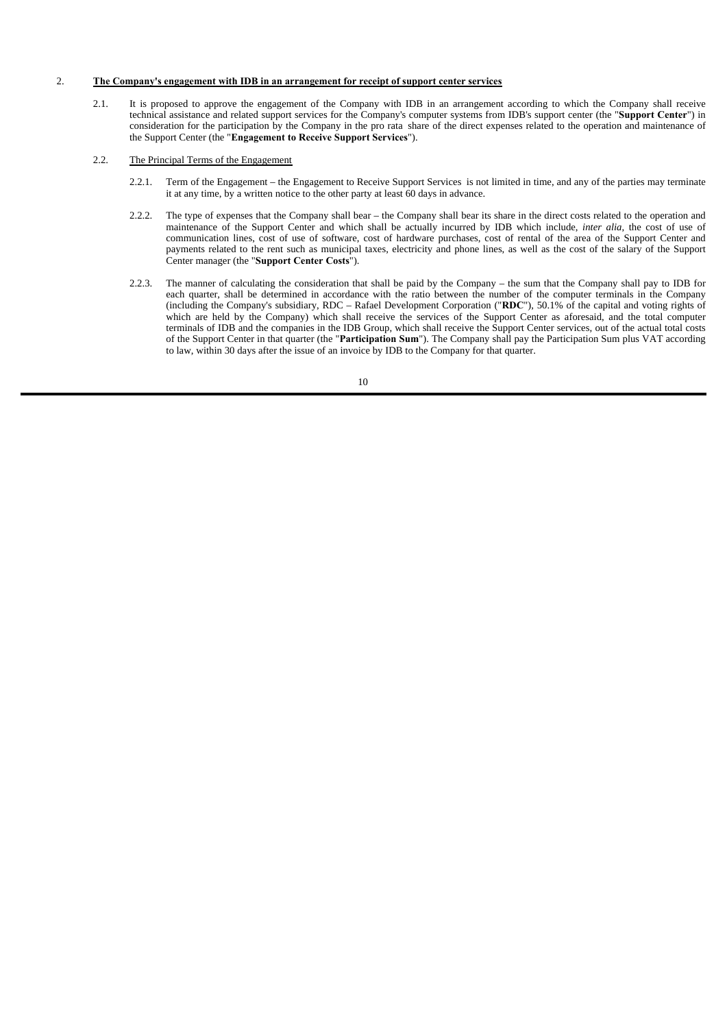2. **<u>The Company's engagement with IDB in an arrangement for receipt of support center services</u>**

2.1. It is proposed to approve the engagement of the Company with IDB in an arrangement according to which the Company shall receive technical assistance and related support services for the Company's computer systems from IDB's support center (the "**Support Center**") in consideration for the participation by the Company in the pro rata share of the direct expenses related to the operation and maintenance of the Support Center (the "**Engagement to Receive Support Services**").

2.2. <u>The Principal Terms of the Engagement</u>

2.2.1. Term of the Engagement – the Engagement to Receive Support Services is not limited in time, and any of the parties may terminate it at any time, by a written notice to the other party at least 60 days in advance.

2.2.2. The type of expenses that the Company shall bear – the Company shall bear its share in the direct costs related to the operation and maintenance of the Support Center and which shall be actually incurred by IDB which include, *inter alia*, the cost of use of communication lines, cost of use of software, cost of hardware purchases, cost of rental of the area of the Support Center and payments related to the rent such as municipal taxes, electricity and phone lines, as well as the cost of the salary of the Support Center manager (the "**Support Center Costs**").

2.2.3. The manner of calculating the consideration that shall be paid by the Company – the sum that the Company shall pay to IDB for each quarter, shall be determined in accordance with the ratio between the number of the computer terminals in the Company (including the Company's subsidiary, RDC – Rafael Development Corporation ("**RDC**"), 50.1% of the capital and voting rights of which are held by the Company) which shall receive the services of the Support Center as aforesaid, and the total computer terminals of IDB and the companies in the IDB Group, which shall receive the Support Center services, out of the actual total costs of the Support Center in that quarter (the "**Participation Sum**"). The Company shall pay the Participation Sum plus VAT according to law, within 30 days after the issue of an invoice by IDB to the Company for that quarter.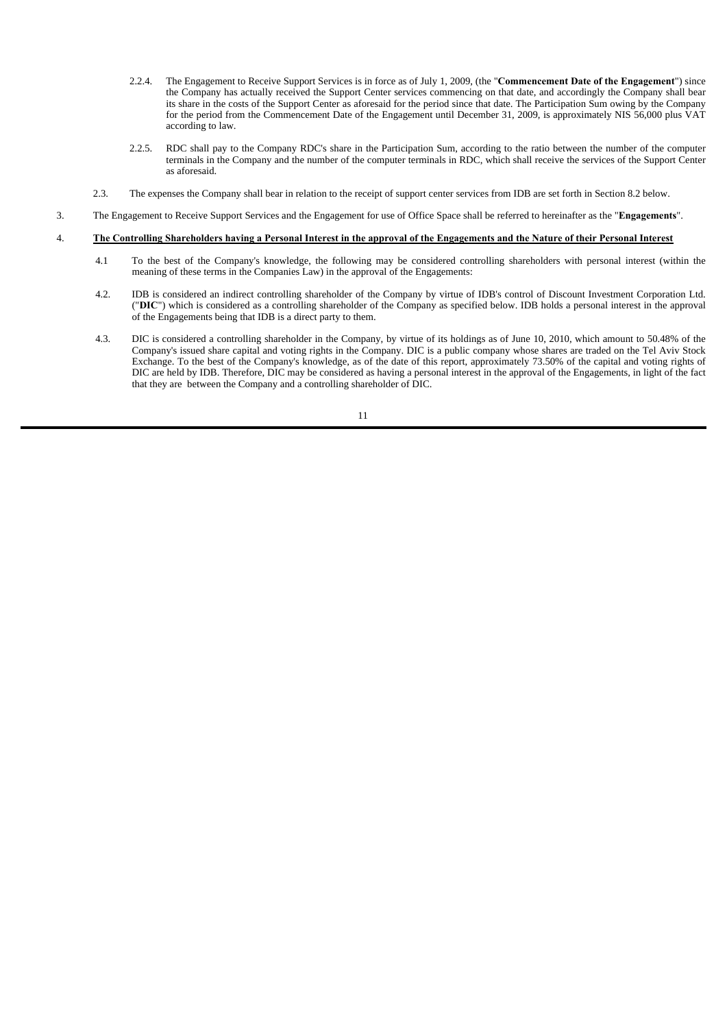2.2.4. The Engagement to Receive Support Services is in force as of July 1, 2009, (the "**Commencement Date of the Engagement**") since the Company has actually received the Support Center services commencing on that date, and accordingly the Company shall bear its share in the costs of the Support Center as aforesaid for the period since that date. The Participation Sum owing by the Company for the period from the Commencement Date of the Engagement until December 31, 2009, is approximately NIS 56,000 plus VAT according to law.

2.2.5. RDC shall pay to the Company RDC's share in the Participation Sum, according to the ratio between the number of the computer terminals in the Company and the number of the computer terminals in RDC, which shall receive the services of the Support Center as aforesaid.

2.3. The expenses the Company shall bear in relation to the receipt of support center services from IDB are set forth in Section 8.2 below.

3. The Engagement to Receive Support Services and the Engagement for use of Office Space shall be referred to hereinafter as the "**Engagements**".

4. **<u>The Controlling Shareholders having a Personal Interest in the approval of the Engagements and the Nature of their Personal Interest</u>**

4.1 To the best of the Company's knowledge, the following may be considered controlling shareholders with personal interest (within the meaning of these terms in the Companies Law) in the approval of the Engagements:

4.2. IDB is considered an indirect controlling shareholder of the Company by virtue of IDB's control of Discount Investment Corporation Ltd. ("**DIC**") which is considered as a controlling shareholder of the Company as specified below. IDB holds a personal interest in the approval of the Engagements being that IDB is a direct party to them.

4.3. DIC is considered a controlling shareholder in the Company, by virtue of its holdings as of June 10, 2010, which amount to 50.48% of the Company's issued share capital and voting rights in the Company. DIC is a public company whose shares are traded on the Tel Aviv Stock Exchange. To the best of the Company's knowledge, as of the date of this report, approximately 73.50% of the capital and voting rights of DIC are held by IDB. Therefore, DIC may be considered as having a personal interest in the approval of the Engagements, in light of the fact that they are between the Company and a controlling shareholder of DIC.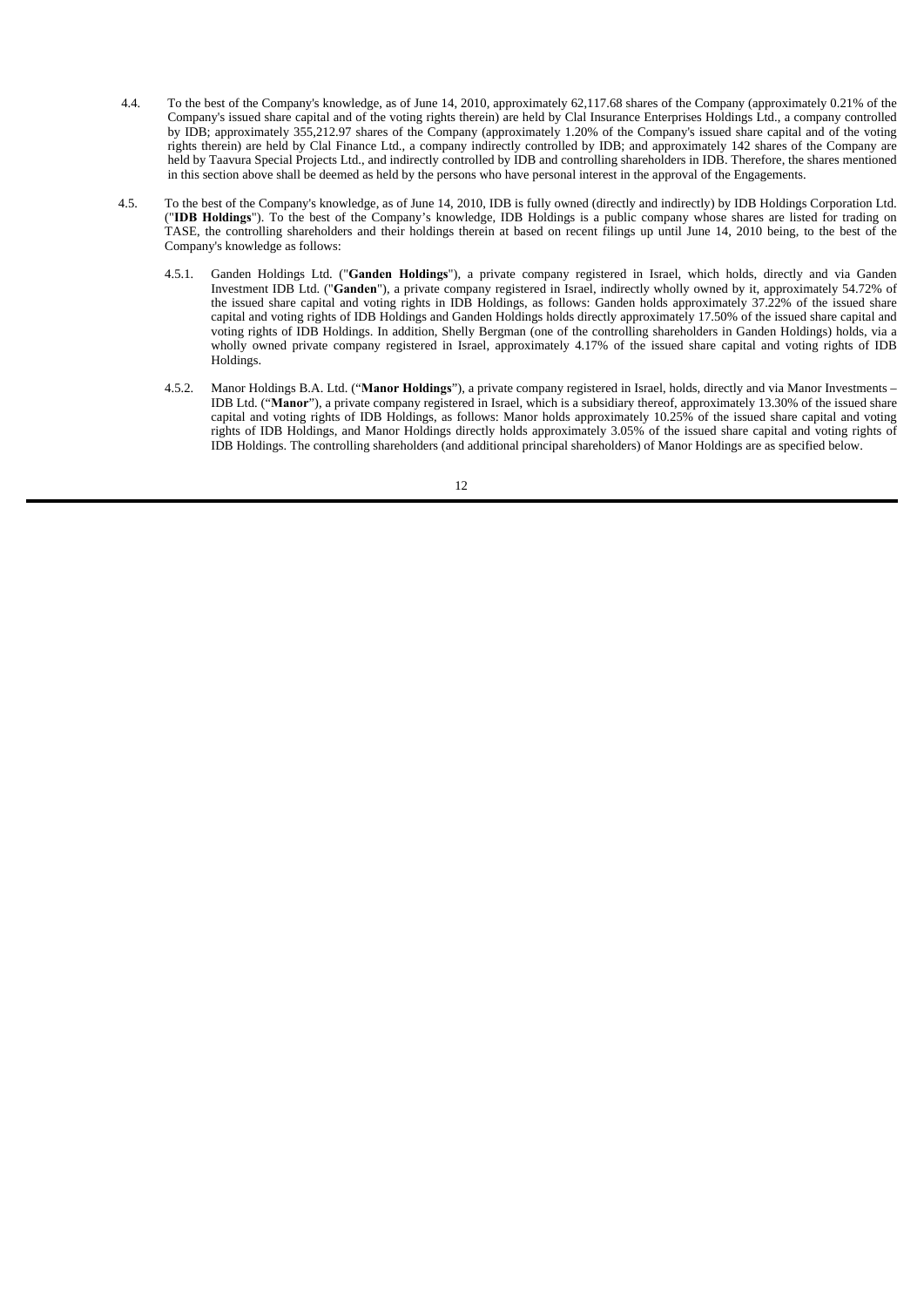4.4. To the best of the Company's knowledge, as of June 14, 2010, approximately 62,117.68 shares of the Company (approximately 0.21% of the Company's issued share capital and of the voting rights therein) are held by Clal Insurance Enterprises Holdings Ltd., a company controlled by IDB; approximately 355,212.97 shares of the Company (approximately 1.20% of the Company's issued share capital and of the voting rights therein) are held by Clal Finance Ltd., a company indirectly controlled by IDB; and approximately 142 shares of the Company are held by Taavura Special Projects Ltd., and indirectly controlled by IDB and controlling shareholders in IDB. Therefore, the shares mentioned in this section above shall be deemed as held by the persons who have personal interest in the approval of the Engagements.

4.5. To the best of the Company's knowledge, as of June 14, 2010, IDB is fully owned (directly and indirectly) by IDB Holdings Corporation Ltd. ("**IDB Holdings**"). To the best of the Company's knowledge, IDB Holdings is a public company whose shares are listed for trading on TASE, the controlling shareholders and their holdings therein at based on recent filings up until June 14, 2010 being, to the best of the Company's knowledge as follows:

4.5.1. Ganden Holdings Ltd. ("**Ganden Holdings**"), a private company registered in Israel, which holds, directly and via Ganden Investment IDB Ltd. ("**Ganden**"), a private company registered in Israel, indirectly wholly owned by it, approximately 54.72% of the issued share capital and voting rights in IDB Holdings, as follows: Ganden holds approximately 37.22% of the issued share capital and voting rights of IDB Holdings and Ganden Holdings holds directly approximately 17.50% of the issued share capital and voting rights of IDB Holdings. In addition, Shelly Bergman (one of the controlling shareholders in Ganden Holdings) holds, via a wholly owned private company registered in Israel, approximately 4.17% of the issued share capital and voting rights of IDB Holdings.

4.5.2. Manor Holdings B.A. Ltd. ("**Manor Holdings**"), a private company registered in Israel, holds, directly and via Manor Investments – IDB Ltd. ("**Manor**"), a private company registered in Israel, which is a subsidiary thereof, approximately 13.30% of the issued share capital and voting rights of IDB Holdings, as follows: Manor holds approximately 10.25% of the issued share capital and voting rights of IDB Holdings, and Manor Holdings directly holds approximately 3.05% of the issued share capital and voting rights of IDB Holdings. The controlling shareholders (and additional principal shareholders) of Manor Holdings are as specified below.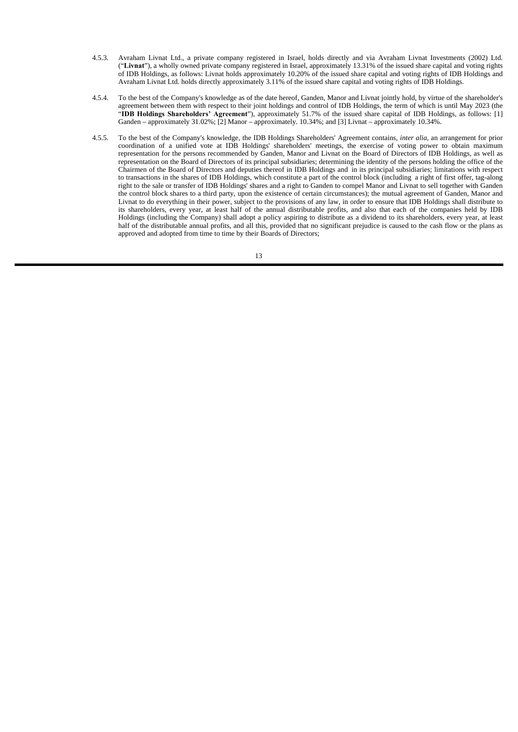4.5.3. Avraham Livnat Ltd., a private company registered in Israel, holds directly and via Avraham Livnat Investments (2002) Ltd. ("**Livnat**"), a wholly owned private company registered in Israel, approximately 13.31% of the issued share capital and voting rights of IDB Holdings, as follows: Livnat holds approximately 10.20% of the issued share capital and voting rights of IDB Holdings and Avraham Livnat Ltd. holds directly approximately 3.11% of the issued share capital and voting rights of IDB Holdings.

4.5.4. To the best of the Company's knowledge as of the date hereof, Ganden, Manor and Livnat jointly hold, by virtue of the shareholder's agreement between them with respect to their joint holdings and control of IDB Holdings, the term of which is until May 2023 (the "**IDB Holdings Shareholders' Agreement**"), approximately 51.7% of the issued share capital of IDB Holdings, as follows: [1] Ganden – approximately 31.02%; [2] Manor – approximately. 10.34%; and [3] Livnat – approximately 10.34%.

4.5.5. To the best of the Company's knowledge, the IDB Holdings Shareholders' Agreement contains, *inter alia*, an arrangement for prior coordination of a unified vote at IDB Holdings' shareholders' meetings, the exercise of voting power to obtain maximum representation for the persons recommended by Ganden, Manor and Livnat on the Board of Directors of IDB Holdings, as well as representation on the Board of Directors of its principal subsidiaries; determining the identity of the persons holding the office of the Chairmen of the Board of Directors and deputies thereof in IDB Holdings and in its principal subsidiaries; limitations with respect to transactions in the shares of IDB Holdings, which constitute a part of the control block (including a right of first offer, tag-along right to the sale or transfer of IDB Holdings' shares and a right to Ganden to compel Manor and Livnat to sell together with Ganden the control block shares to a third party, upon the existence of certain circumstances); the mutual agreement of Ganden, Manor and Livnat to do everything in their power, subject to the provisions of any law, in order to ensure that IDB Holdings shall distribute to its shareholders, every year, at least half of the annual distributable profits, and also that each of the companies held by IDB Holdings (including the Company) shall adopt a policy aspiring to distribute as a dividend to its shareholders, every year, at least half of the distributable annual profits, and all this, provided that no significant prejudice is caused to the cash flow or the plans as approved and adopted from time to time by their Boards of Directors;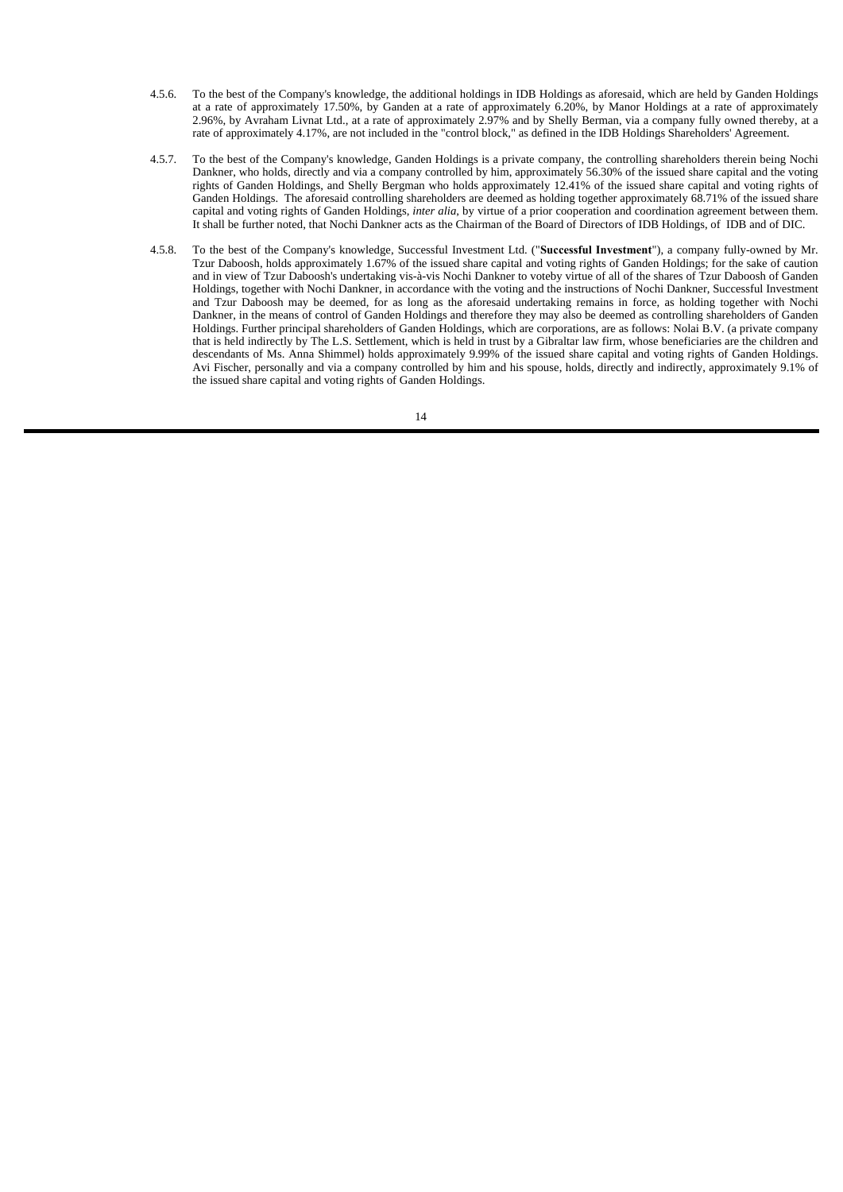4.5.6. To the best of the Company's knowledge, the additional holdings in IDB Holdings as aforesaid, which are held by Ganden Holdings at a rate of approximately 17.50%, by Ganden at a rate of approximately 6.20%, by Manor Holdings at a rate of approximately 2.96%, by Avraham Livnat Ltd., at a rate of approximately 2.97% and by Shelly Berman, via a company fully owned thereby, at a rate of approximately 4.17%, are not included in the "control block," as defined in the IDB Holdings Shareholders' Agreement.

4.5.7. To the best of the Company's knowledge, Ganden Holdings is a private company, the controlling shareholders therein being Nochi Dankner, who holds, directly and via a company controlled by him, approximately 56.30% of the issued share capital and the voting rights of Ganden Holdings, and Shelly Bergman who holds approximately 12.41% of the issued share capital and voting rights of Ganden Holdings. The aforesaid controlling shareholders are deemed as holding together approximately 68.71% of the issued share capital and voting rights of Ganden Holdings, *inter alia*, by virtue of a prior cooperation and coordination agreement between them. It shall be further noted, that Nochi Dankner acts as the Chairman of the Board of Directors of IDB Holdings, of IDB and of DIC.

4.5.8. To the best of the Company's knowledge, Successful Investment Ltd. ("**Successful Investment**"), a company fully-owned by Mr. Tzur Daboosh, holds approximately 1.67% of the issued share capital and voting rights of Ganden Holdings; for the sake of caution and in view of Tzur Daboosh's undertaking vis-à-vis Nochi Dankner to voteby virtue of all of the shares of Tzur Daboosh of Ganden Holdings, together with Nochi Dankner, in accordance with the voting and the instructions of Nochi Dankner, Successful Investment and Tzur Daboosh may be deemed, for as long as the aforesaid undertaking remains in force, as holding together with Nochi Dankner, in the means of control of Ganden Holdings and therefore they may also be deemed as controlling shareholders of Ganden Holdings. Further principal shareholders of Ganden Holdings, which are corporations, are as follows: Nolai B.V. (a private company that is held indirectly by The L.S. Settlement, which is held in trust by a Gibraltar law firm, whose beneficiaries are the children and descendants of Ms. Anna Shimmel) holds approximately 9.99% of the issued share capital and voting rights of Ganden Holdings. Avi Fischer, personally and via a company controlled by him and his spouse, holds, directly and indirectly, approximately 9.1% of the issued share capital and voting rights of Ganden Holdings.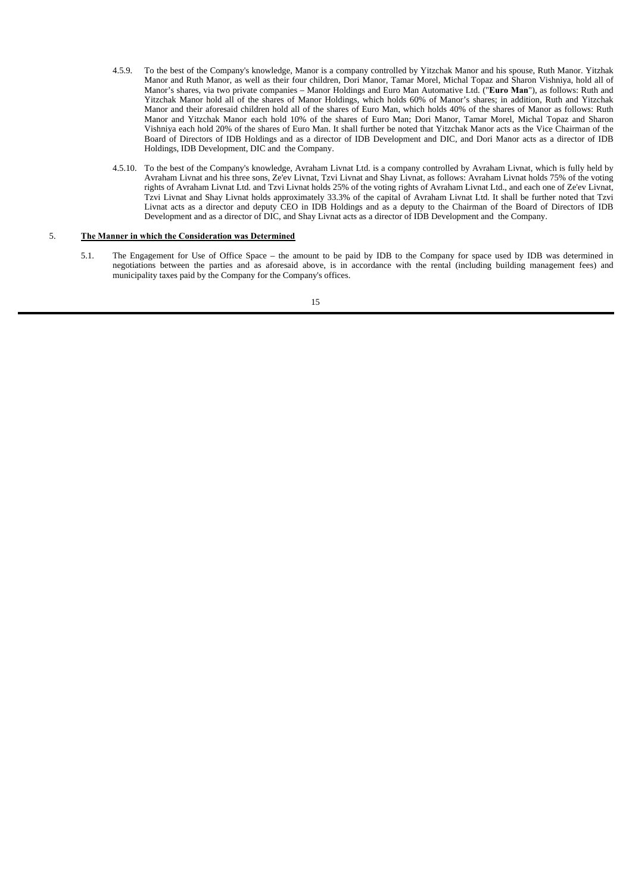4.5.9. To the best of the Company's knowledge, Manor is a company controlled by Yitzchak Manor and his spouse, Ruth Manor. Yitzhak Manor and Ruth Manor, as well as their four children, Dori Manor, Tamar Morel, Michal Topaz and Sharon Vishniya, hold all of Manor's shares, via two private companies – Manor Holdings and Euro Man Automative Ltd. ("**Euro Man**"), as follows: Ruth and Yitzchak Manor hold all of the shares of Manor Holdings, which holds 60% of Manor's shares; in addition, Ruth and Yitzchak Manor and their aforesaid children hold all of the shares of Euro Man, which holds 40% of the shares of Manor as follows: Ruth Manor and Yitzchak Manor each hold 10% of the shares of Euro Man; Dori Manor, Tamar Morel, Michal Topaz and Sharon Vishniya each hold 20% of the shares of Euro Man. It shall further be noted that Yitzchak Manor acts as the Vice Chairman of the Board of Directors of IDB Holdings and as a director of IDB Development and DIC, and Dori Manor acts as a director of IDB Holdings, IDB Development, DIC and the Company.

4.5.10. To the best of the Company's knowledge, Avraham Livnat Ltd. is a company controlled by Avraham Livnat, which is fully held by Avraham Livnat and his three sons, Ze'ev Livnat, Tzvi Livnat and Shay Livnat, as follows: Avraham Livnat holds 75% of the voting rights of Avraham Livnat Ltd. and Tzvi Livnat holds 25% of the voting rights of Avraham Livnat Ltd., and each one of Ze'ev Livnat, Tzvi Livnat and Shay Livnat holds approximately 33.3% of the capital of Avraham Livnat Ltd. It shall be further noted that Tzvi Livnat acts as a director and deputy CEO in IDB Holdings and as a deputy to the Chairman of the Board of Directors of IDB Development and as a director of DIC, and Shay Livnat acts as a director of IDB Development and the Company.

5. **The Manner in which the Consideration was Determined**

5.1. The Engagement for Use of Office Space – the amount to be paid by IDB to the Company for space used by IDB was determined in negotiations between the parties and as aforesaid above, is in accordance with the rental (including building management fees) and municipality taxes paid by the Company for the Company's offices.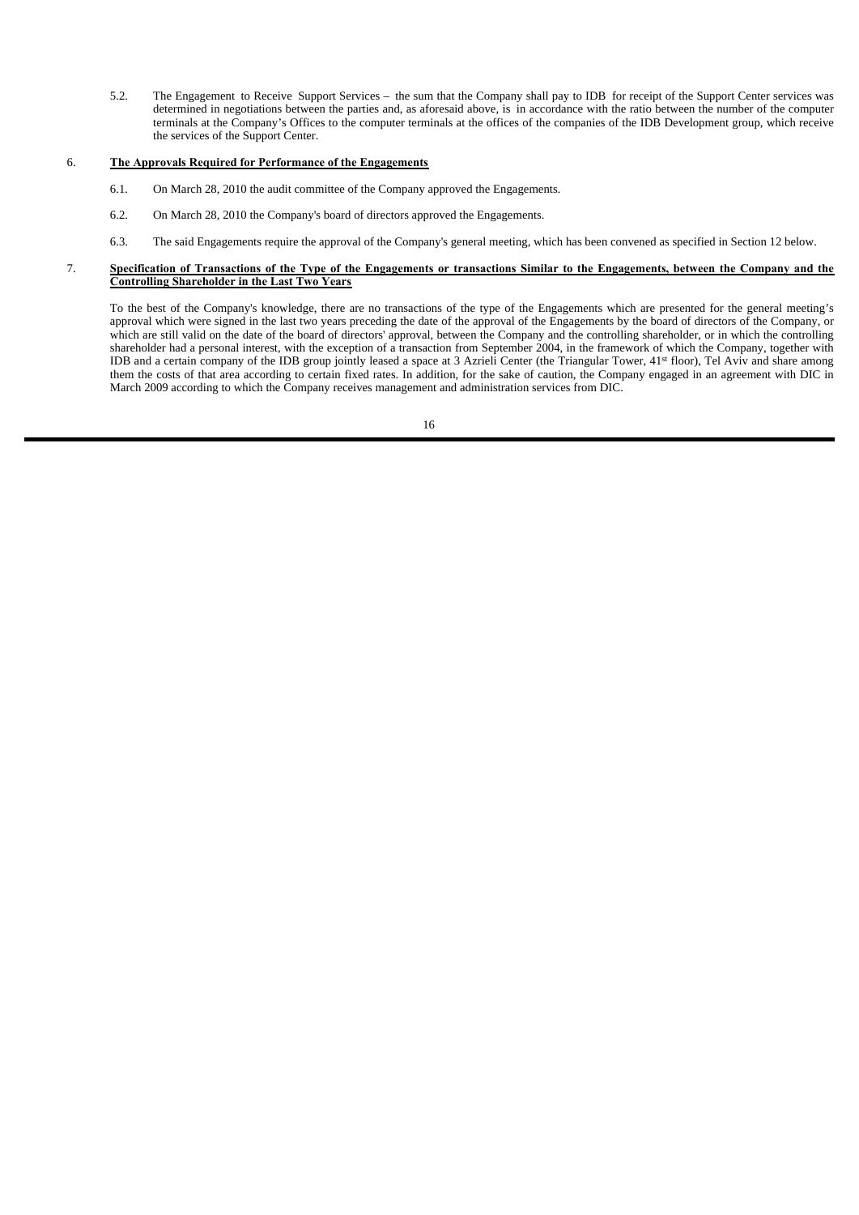5.2. The Engagement to Receive Support Services – the sum that the Company shall pay to IDB for receipt of the Support Center services was determined in negotiations between the parties and, as aforesaid above, is in accordance with the ratio between the number of the computer terminals at the Company's Offices to the computer terminals at the offices of the companies of the IDB Development group, which receive the services of the Support Center.

6. **<u>The Approvals Required for Performance of the Engagements</u>**

6.1. On March 28, 2010 the audit committee of the Company approved the Engagements.

6.2. On March 28, 2010 the Company's board of directors approved the Engagements.

6.3. The said Engagements require the approval of the Company's general meeting, which has been convened as specified in Section 12 below.

7. **<u>Specification of Transactions of the Type of the Engagements or transactions Similar to the Engagements, between the Company and the Controlling Shareholder in the Last Two Years</u>**

To the best of the Company's knowledge, there are no transactions of the type of the Engagements which are presented for the general meeting's approval which were signed in the last two years preceding the date of the approval of the Engagements by the board of directors of the Company, or which are still valid on the date of the board of directors' approval, between the Company and the controlling shareholder, or in which the controlling shareholder had a personal interest, with the exception of a transaction from September 2004, in the framework of which the Company, together with IDB and a certain company of the IDB group jointly leased a space at 3 Azrieli Center (the Triangular Tower, 41st floor), Tel Aviv and share among them the costs of that area according to certain fixed rates. In addition, for the sake of caution, the Company engaged in an agreement with DIC in March 2009 according to which the Company receives management and administration services from DIC.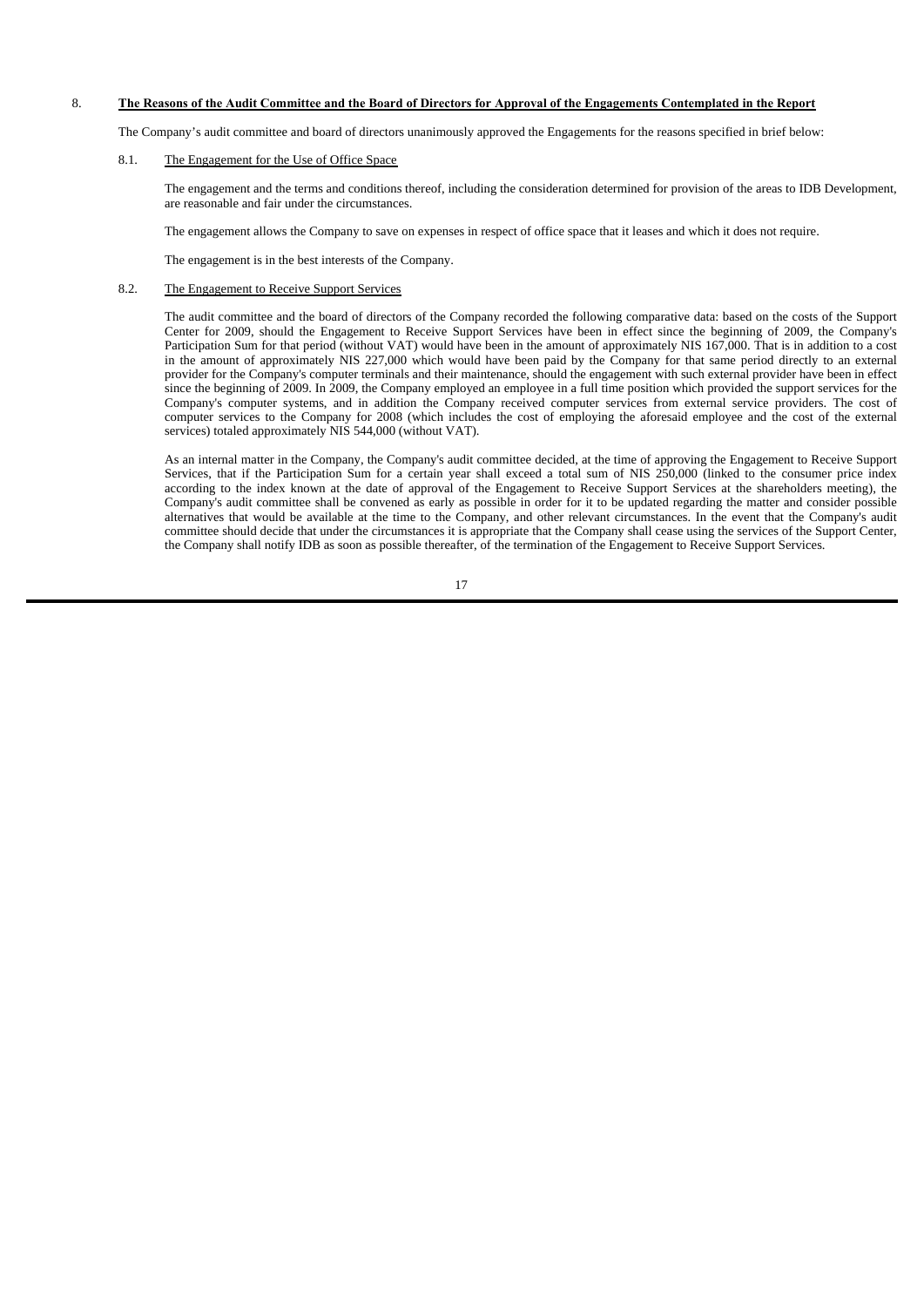## 8. **The Reasons of the Audit Committee and the Board of Directors for Approval of the Engagements Contemplated in the Report**

The Company's audit committee and board of directors unanimously approved the Engagements for the reasons specified in brief below:

### 8.1. The Engagement for the Use of Office Space

The engagement and the terms and conditions thereof, including the consideration determined for provision of the areas to IDB Development, are reasonable and fair under the circumstances.

The engagement allows the Company to save on expenses in respect of office space that it leases and which it does not require.

The engagement is in the best interests of the Company.

### 8.2. The Engagement to Receive Support Services

The audit committee and the board of directors of the Company recorded the following comparative data: based on the costs of the Support Center for 2009, should the Engagement to Receive Support Services have been in effect since the beginning of 2009, the Company's Participation Sum for that period (without VAT) would have been in the amount of approximately NIS 167,000. That is in addition to a cost in the amount of approximately NIS 227,000 which would have been paid by the Company for that same period directly to an external provider for the Company's computer terminals and their maintenance, should the engagement with such external provider have been in effect since the beginning of 2009. In 2009, the Company employed an employee in a full time position which provided the support services for the Company's computer systems, and in addition the Company received computer services from external service providers. The cost of computer services to the Company for 2008 (which includes the cost of employing the aforesaid employee and the cost of the external services) totaled approximately NIS 544,000 (without VAT).

As an internal matter in the Company, the Company's audit committee decided, at the time of approving the Engagement to Receive Support Services, that if the Participation Sum for a certain year shall exceed a total sum of NIS 250,000 (linked to the consumer price index according to the index known at the date of approval of the Engagement to Receive Support Services at the shareholders meeting), the Company's audit committee shall be convened as early as possible in order for it to be updated regarding the matter and consider possible alternatives that would be available at the time to the Company, and other relevant circumstances. In the event that the Company's audit committee should decide that under the circumstances it is appropriate that the Company shall cease using the services of the Support Center, the Company shall notify IDB as soon as possible thereafter, of the termination of the Engagement to Receive Support Services.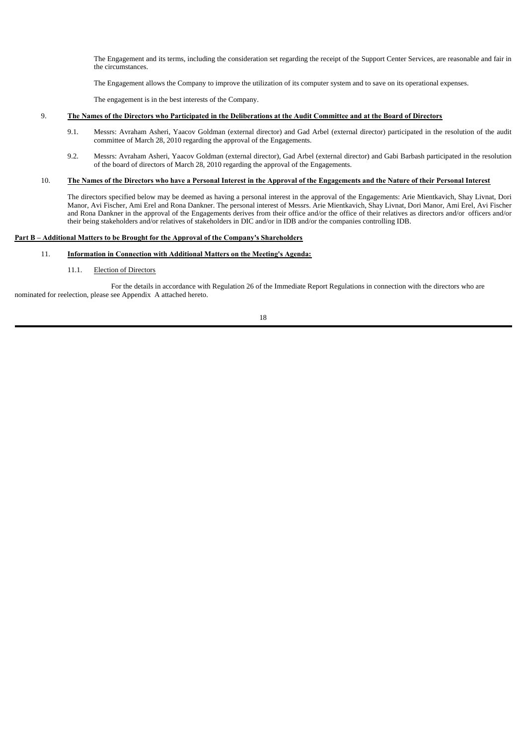The Engagement and its terms, including the consideration set regarding the receipt of the Support Center Services, are reasonable and fair in the circumstances.

The Engagement allows the Company to improve the utilization of its computer system and to save on its operational expenses.

The engagement is in the best interests of the Company.

9. **The Names of the Directors who Participated in the Deliberations at the Audit Committee and at the Board of Directors**

   9.1. Messrs: Avraham Asheri, Yaacov Goldman (external director) and Gad Arbel (external director) participated in the resolution of the audit committee of March 28, 2010 regarding the approval of the Engagements.

   9.2. Messrs: Avraham Asheri, Yaacov Goldman (external director), Gad Arbel (external director) and Gabi Barbash participated in the resolution of the board of directors of March 28, 2010 regarding the approval of the Engagements.

10. **The Names of the Directors who have a Personal Interest in the Approval of the Engagements and the Nature of their Personal Interest**

    The directors specified below may be deemed as having a personal interest in the approval of the Engagements: Arie Mientkavich, Shay Livnat, Dori Manor, Avi Fischer, Ami Erel and Rona Dankner. The personal interest of Messrs. Arie Mientkavich, Shay Livnat, Dori Manor, Ami Erel, Avi Fischer and Rona Dankner in the approval of the Engagements derives from their office and/or the office of their relatives as directors and/or officers and/or their being stakeholders and/or relatives of stakeholders in DIC and/or in IDB and/or the companies controlling IDB.

**Part B – Additional Matters to be Brought for the Approval of the Company's Shareholders**

11. **Information in Connection with Additional Matters on the Meeting's Agenda:**

    11.1. Election of Directors

For the details in accordance with Regulation 26 of the Immediate Report Regulations in connection with the directors who are nominated for reelection, please see Appendix A attached hereto.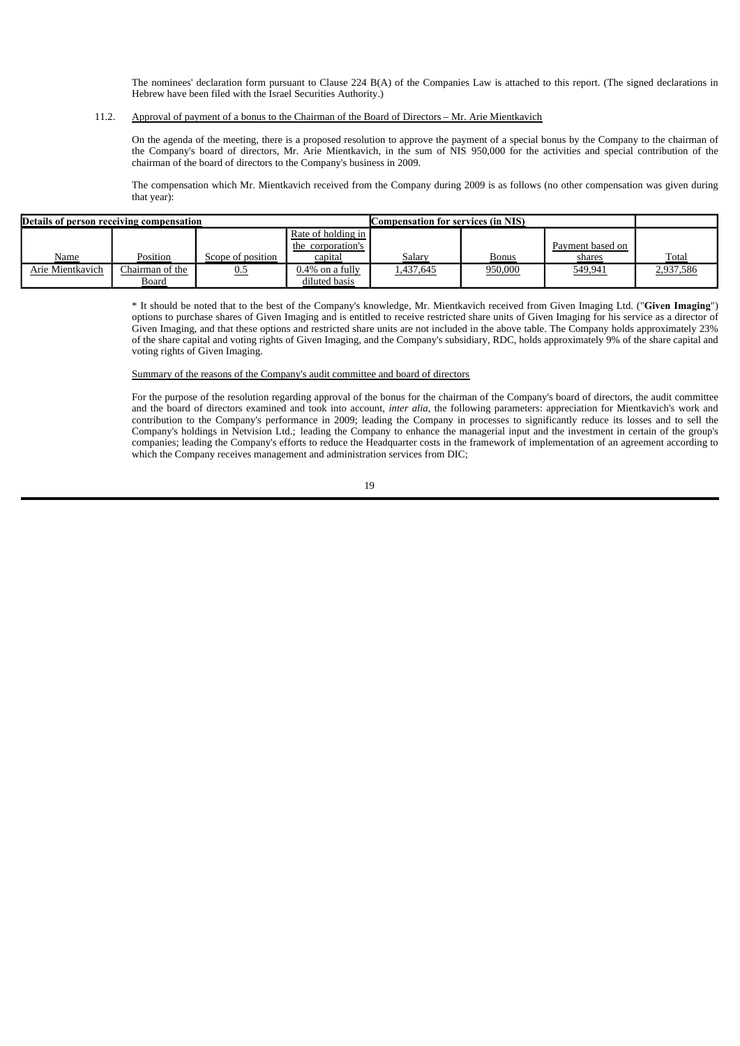The nominees' declaration form pursuant to Clause 224 B(A) of the Companies Law is attached to this report. (The signed declarations in Hebrew have been filed with the Israel Securities Authority.)

11.2. Approval of payment of a bonus to the Chairman of the Board of Directors – Mr. Arie Mientkavich

On the agenda of the meeting, there is a proposed resolution to approve the payment of a special bonus by the Company to the chairman of the Company's board of directors, Mr. Arie Mientkavich, in the sum of NIS 950,000 for the activities and special contribution of the chairman of the board of directors to the Company's business in 2009.

The compensation which Mr. Mientkavich received from the Company during 2009 is as follows (no other compensation was given during that year):

| Details of person receiving compensation | | | | Compensation for services (in NIS) | | | |
|---|---|---|---|---|---|---|---|
| Name | Position | Scope of position | Rate of holding in the corporation's capital | Salary | Bonus | Payment based on shares | Total |
| Arie Mientkavich | Chairman of the Board | 0.5 | 0.4% on a fully diluted basis | 1,437,645 | 950,000 | 549,941 | 2,937,586 |

\* It should be noted that to the best of the Company's knowledge, Mr. Mientkavich received from Given Imaging Ltd. ("**Given Imaging**") options to purchase shares of Given Imaging and is entitled to receive restricted share units of Given Imaging for his service as a director of Given Imaging, and that these options and restricted share units are not included in the above table. The Company holds approximately 23% of the share capital and voting rights of Given Imaging, and the Company's subsidiary, RDC, holds approximately 9% of the share capital and voting rights of Given Imaging.

Summary of the reasons of the Company's audit committee and board of directors

For the purpose of the resolution regarding approval of the bonus for the chairman of the Company's board of directors, the audit committee and the board of directors examined and took into account, *inter alia*, the following parameters: appreciation for Mientkavich's work and contribution to the Company's performance in 2009; leading the Company in processes to significantly reduce its losses and to sell the Company's holdings in Netvision Ltd.; leading the Company to enhance the managerial input and the investment in certain of the group's companies; leading the Company's efforts to reduce the Headquarter costs in the framework of implementation of an agreement according to which the Company receives management and administration services from DIC;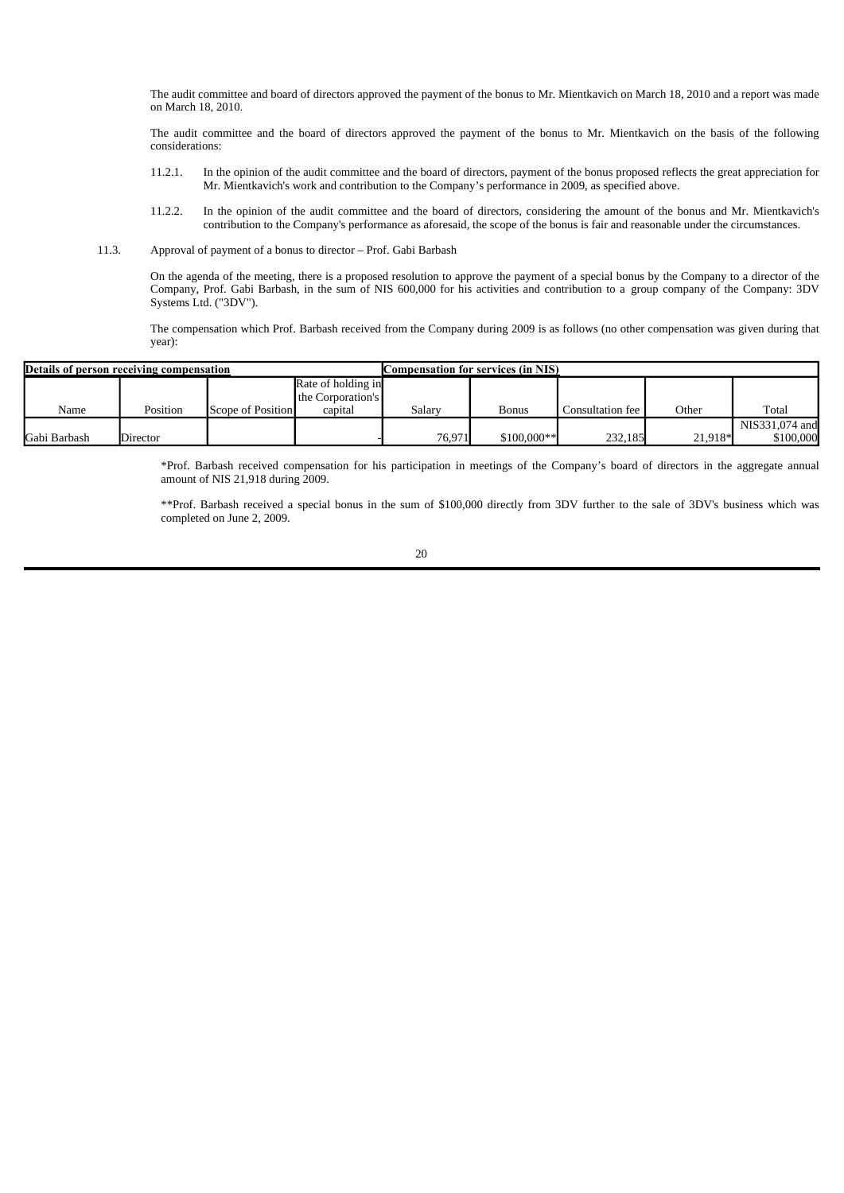The audit committee and board of directors approved the payment of the bonus to Mr. Mientkavich on March 18, 2010 and a report was made on March 18, 2010.

The audit committee and the board of directors approved the payment of the bonus to Mr. Mientkavich on the basis of the following considerations:

11.2.1. In the opinion of the audit committee and the board of directors, payment of the bonus proposed reflects the great appreciation for Mr. Mientkavich's work and contribution to the Company's performance in 2009, as specified above.

11.2.2. In the opinion of the audit committee and the board of directors, considering the amount of the bonus and Mr. Mientkavich's contribution to the Company's performance as aforesaid, the scope of the bonus is fair and reasonable under the circumstances.

11.3. Approval of payment of a bonus to director – Prof. Gabi Barbash

On the agenda of the meeting, there is a proposed resolution to approve the payment of a special bonus by the Company to a director of the Company, Prof. Gabi Barbash, in the sum of NIS 600,000 for his activities and contribution to a group company of the Company: 3DV Systems Ltd. ("3DV").

The compensation which Prof. Barbash received from the Company during 2009 is as follows (no other compensation was given during that year):

| **Details of person receiving compensation** | | | | **Compensation for services (in NIS)** | | | | |
|---|---|---|---|---|---|---|---|---|
| Name | Position | Scope of Position | Rate of holding in the Corporation's capital | Salary | Bonus | Consultation fee | Other | Total |
| Gabi Barbash | Director | | - | 76,971 | $100,000** | 232,185 | 21,918* | NIS331,074 and $100,000 |

*Prof. Barbash received compensation for his participation in meetings of the Company's board of directors in the aggregate annual amount of NIS 21,918 during 2009.

**Prof. Barbash received a special bonus in the sum of $100,000 directly from 3DV further to the sale of 3DV's business which was completed on June 2, 2009.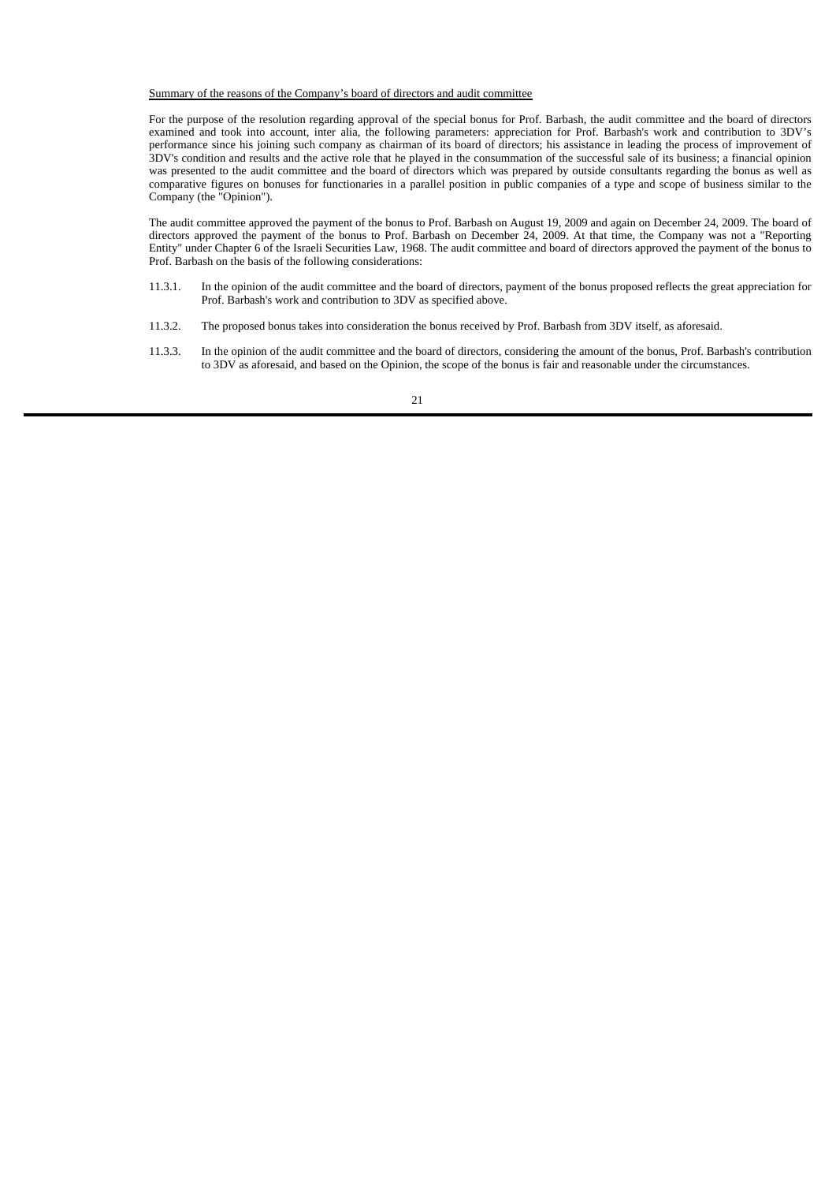Summary of the reasons of the Company's board of directors and audit committee

For the purpose of the resolution regarding approval of the special bonus for Prof. Barbash, the audit committee and the board of directors examined and took into account, inter alia, the following parameters: appreciation for Prof. Barbash's work and contribution to 3DV's performance since his joining such company as chairman of its board of directors; his assistance in leading the process of improvement of 3DV's condition and results and the active role that he played in the consummation of the successful sale of its business; a financial opinion was presented to the audit committee and the board of directors which was prepared by outside consultants regarding the bonus as well as comparative figures on bonuses for functionaries in a parallel position in public companies of a type and scope of business similar to the Company (the "Opinion").

The audit committee approved the payment of the bonus to Prof. Barbash on August 19, 2009 and again on December 24, 2009. The board of directors approved the payment of the bonus to Prof. Barbash on December 24, 2009. At that time, the Company was not a "Reporting Entity" under Chapter 6 of the Israeli Securities Law, 1968. The audit committee and board of directors approved the payment of the bonus to Prof. Barbash on the basis of the following considerations:

11.3.1. In the opinion of the audit committee and the board of directors, payment of the bonus proposed reflects the great appreciation for Prof. Barbash's work and contribution to 3DV as specified above.

11.3.2. The proposed bonus takes into consideration the bonus received by Prof. Barbash from 3DV itself, as aforesaid.

11.3.3. In the opinion of the audit committee and the board of directors, considering the amount of the bonus, Prof. Barbash's contribution to 3DV as aforesaid, and based on the Opinion, the scope of the bonus is fair and reasonable under the circumstances.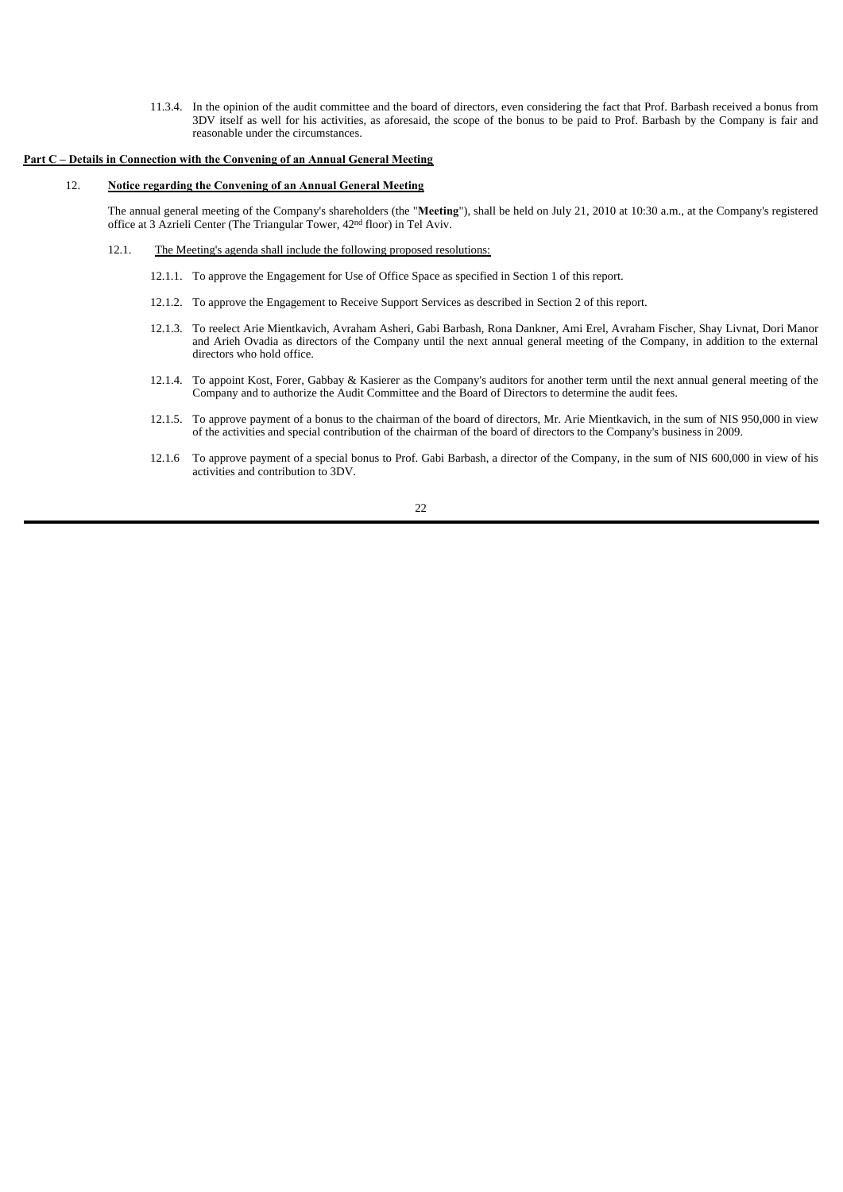11.3.4. In the opinion of the audit committee and the board of directors, even considering the fact that Prof. Barbash received a bonus from 3DV itself as well for his activities, as aforesaid, the scope of the bonus to be paid to Prof. Barbash by the Company is fair and reasonable under the circumstances.

## Part C – Details in Connection with the Convening of an Annual General Meeting

### 12. Notice regarding the Convening of an Annual General Meeting

The annual general meeting of the Company's shareholders (the "**Meeting**"), shall be held on July 21, 2010 at 10:30 a.m., at the Company's registered office at 3 Azrieli Center (The Triangular Tower, 42nd floor) in Tel Aviv.

12.1. The Meeting's agenda shall include the following proposed resolutions:

12.1.1. To approve the Engagement for Use of Office Space as specified in Section 1 of this report.

12.1.2. To approve the Engagement to Receive Support Services as described in Section 2 of this report.

12.1.3. To reelect Arie Mientkavich, Avraham Asheri, Gabi Barbash, Rona Dankner, Ami Erel, Avraham Fischer, Shay Livnat, Dori Manor and Arieh Ovadia as directors of the Company until the next annual general meeting of the Company, in addition to the external directors who hold office.

12.1.4. To appoint Kost, Forer, Gabbay & Kasierer as the Company's auditors for another term until the next annual general meeting of the Company and to authorize the Audit Committee and the Board of Directors to determine the audit fees.

12.1.5. To approve payment of a bonus to the chairman of the board of directors, Mr. Arie Mientkavich, in the sum of NIS 950,000 in view of the activities and special contribution of the chairman of the board of directors to the Company's business in 2009.

12.1.6 To approve payment of a special bonus to Prof. Gabi Barbash, a director of the Company, in the sum of NIS 600,000 in view of his activities and contribution to 3DV.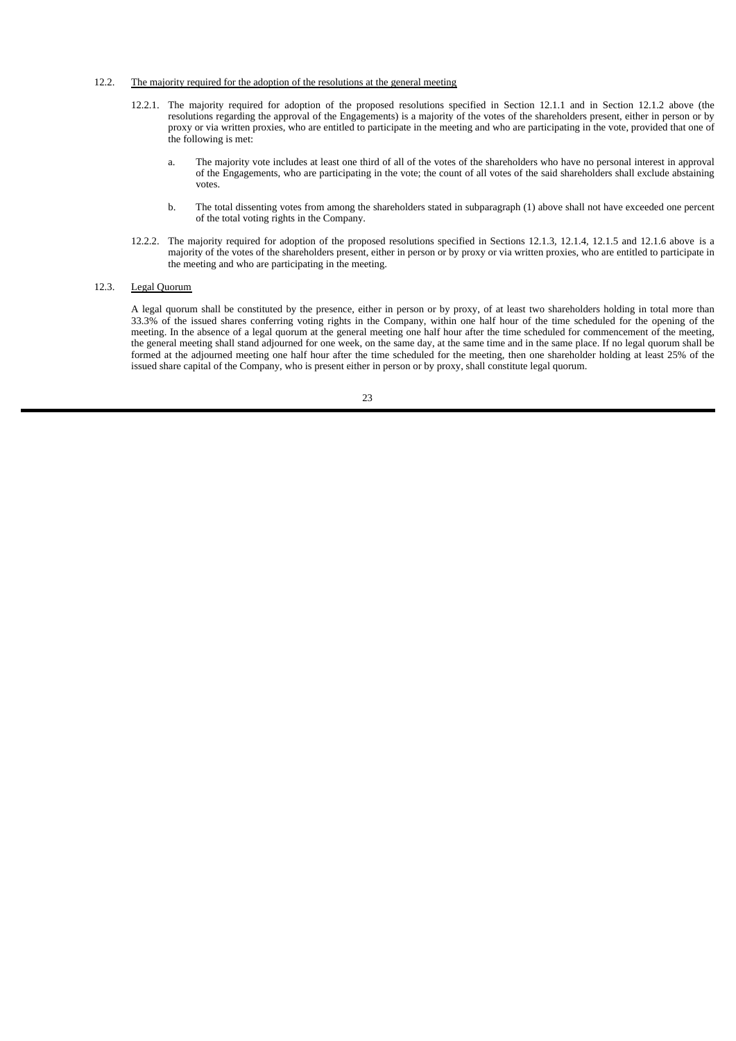12.2. <u>The majority required for the adoption of the resolutions at the general meeting</u>

12.2.1. The majority required for adoption of the proposed resolutions specified in Section 12.1.1 and in Section 12.1.2 above (the resolutions regarding the approval of the Engagements) is a majority of the votes of the shareholders present, either in person or by proxy or via written proxies, who are entitled to participate in the meeting and who are participating in the vote, provided that one of the following is met:

a. The majority vote includes at least one third of all of the votes of the shareholders who have no personal interest in approval of the Engagements, who are participating in the vote; the count of all votes of the said shareholders shall exclude abstaining votes.

b. The total dissenting votes from among the shareholders stated in subparagraph (1) above shall not have exceeded one percent of the total voting rights in the Company.

12.2.2. The majority required for adoption of the proposed resolutions specified in Sections 12.1.3, 12.1.4, 12.1.5 and 12.1.6 above is a majority of the votes of the shareholders present, either in person or by proxy or via written proxies, who are entitled to participate in the meeting and who are participating in the meeting.

12.3. <u>Legal Quorum</u>

A legal quorum shall be constituted by the presence, either in person or by proxy, of at least two shareholders holding in total more than 33.3% of the issued shares conferring voting rights in the Company, within one half hour of the time scheduled for the opening of the meeting. In the absence of a legal quorum at the general meeting one half hour after the time scheduled for commencement of the meeting, the general meeting shall stand adjourned for one week, on the same day, at the same time and in the same place. If no legal quorum shall be formed at the adjourned meeting one half hour after the time scheduled for the meeting, then one shareholder holding at least 25% of the issued share capital of the Company, who is present either in person or by proxy, shall constitute legal quorum.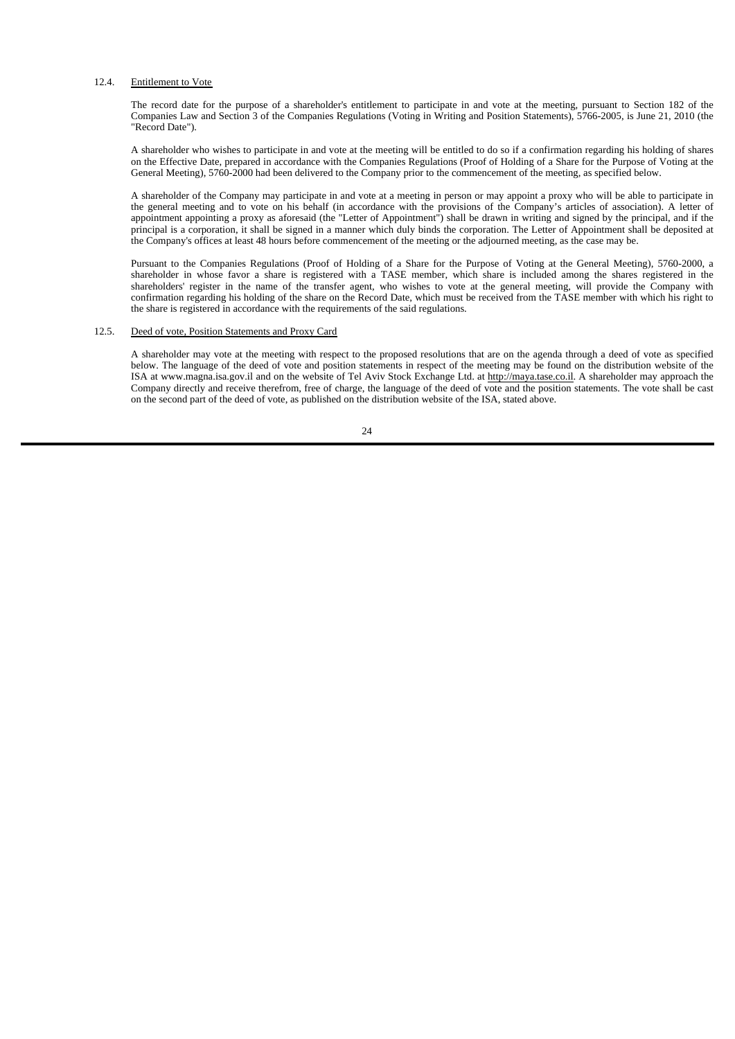12.4. Entitlement to Vote

The record date for the purpose of a shareholder's entitlement to participate in and vote at the meeting, pursuant to Section 182 of the Companies Law and Section 3 of the Companies Regulations (Voting in Writing and Position Statements), 5766-2005, is June 21, 2010 (the "Record Date").

A shareholder who wishes to participate in and vote at the meeting will be entitled to do so if a confirmation regarding his holding of shares on the Effective Date, prepared in accordance with the Companies Regulations (Proof of Holding of a Share for the Purpose of Voting at the General Meeting), 5760-2000 had been delivered to the Company prior to the commencement of the meeting, as specified below.

A shareholder of the Company may participate in and vote at a meeting in person or may appoint a proxy who will be able to participate in the general meeting and to vote on his behalf (in accordance with the provisions of the Company's articles of association). A letter of appointment appointing a proxy as aforesaid (the "Letter of Appointment") shall be drawn in writing and signed by the principal, and if the principal is a corporation, it shall be signed in a manner which duly binds the corporation. The Letter of Appointment shall be deposited at the Company's offices at least 48 hours before commencement of the meeting or the adjourned meeting, as the case may be.

Pursuant to the Companies Regulations (Proof of Holding of a Share for the Purpose of Voting at the General Meeting), 5760-2000, a shareholder in whose favor a share is registered with a TASE member, which share is included among the shares registered in the shareholders' register in the name of the transfer agent, who wishes to vote at the general meeting, will provide the Company with confirmation regarding his holding of the share on the Record Date, which must be received from the TASE member with which his right to the share is registered in accordance with the requirements of the said regulations.

12.5. Deed of vote, Position Statements and Proxy Card

A shareholder may vote at the meeting with respect to the proposed resolutions that are on the agenda through a deed of vote as specified below. The language of the deed of vote and position statements in respect of the meeting may be found on the distribution website of the ISA at www.magna.isa.gov.il and on the website of Tel Aviv Stock Exchange Ltd. at http://maya.tase.co.il. A shareholder may approach the Company directly and receive therefrom, free of charge, the language of the deed of vote and the position statements. The vote shall be cast on the second part of the deed of vote, as published on the distribution website of the ISA, stated above.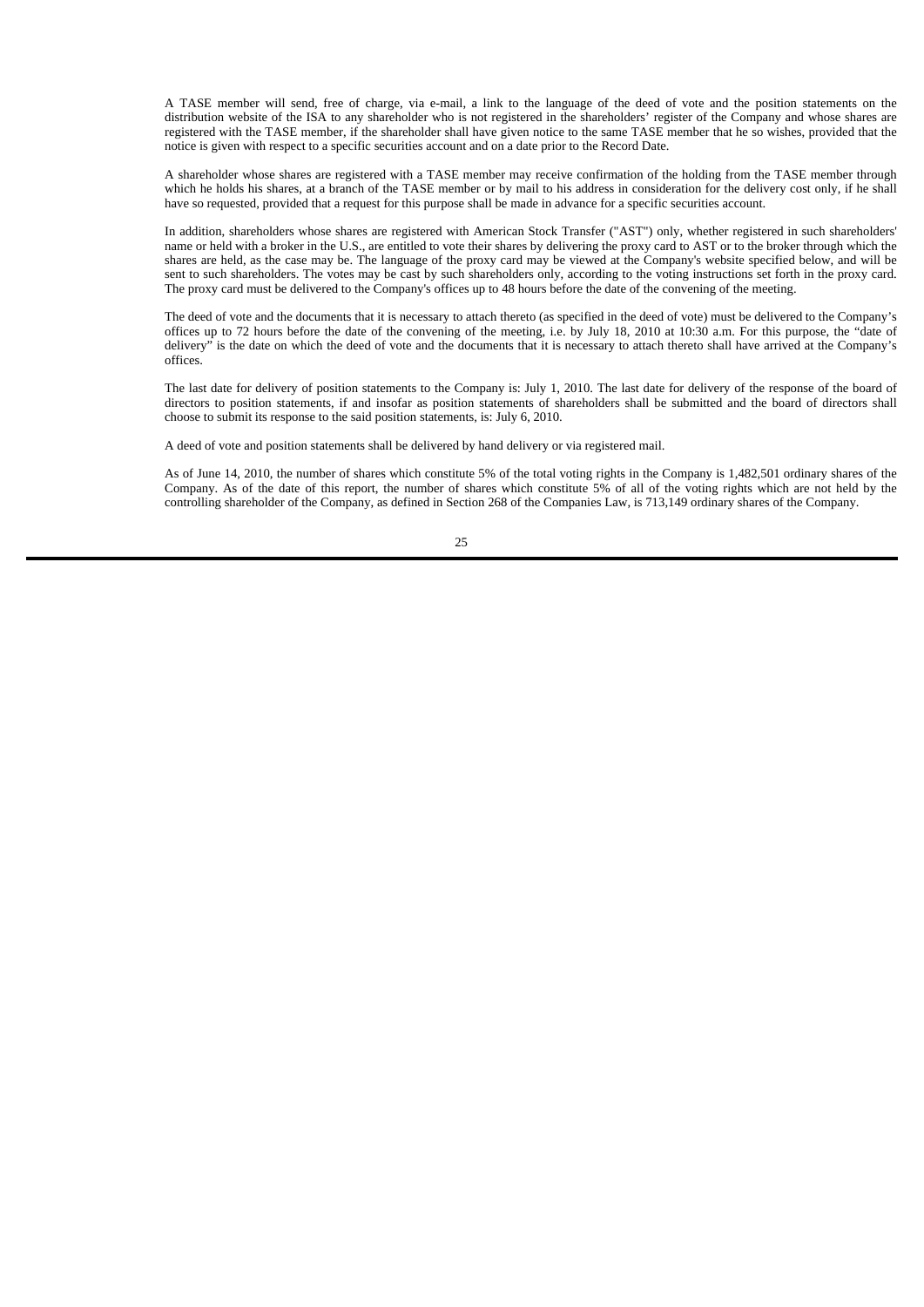A TASE member will send, free of charge, via e-mail, a link to the language of the deed of vote and the position statements on the distribution website of the ISA to any shareholder who is not registered in the shareholders' register of the Company and whose shares are registered with the TASE member, if the shareholder shall have given notice to the same TASE member that he so wishes, provided that the notice is given with respect to a specific securities account and on a date prior to the Record Date.

A shareholder whose shares are registered with a TASE member may receive confirmation of the holding from the TASE member through which he holds his shares, at a branch of the TASE member or by mail to his address in consideration for the delivery cost only, if he shall have so requested, provided that a request for this purpose shall be made in advance for a specific securities account.

In addition, shareholders whose shares are registered with American Stock Transfer ("AST") only, whether registered in such shareholders' name or held with a broker in the U.S., are entitled to vote their shares by delivering the proxy card to AST or to the broker through which the shares are held, as the case may be. The language of the proxy card may be viewed at the Company's website specified below, and will be sent to such shareholders. The votes may be cast by such shareholders only, according to the voting instructions set forth in the proxy card. The proxy card must be delivered to the Company's offices up to 48 hours before the date of the convening of the meeting.

The deed of vote and the documents that it is necessary to attach thereto (as specified in the deed of vote) must be delivered to the Company's offices up to 72 hours before the date of the convening of the meeting, i.e. by July 18, 2010 at 10:30 a.m. For this purpose, the "date of delivery" is the date on which the deed of vote and the documents that it is necessary to attach thereto shall have arrived at the Company's offices.

The last date for delivery of position statements to the Company is: July 1, 2010. The last date for delivery of the response of the board of directors to position statements, if and insofar as position statements of shareholders shall be submitted and the board of directors shall choose to submit its response to the said position statements, is: July 6, 2010.

A deed of vote and position statements shall be delivered by hand delivery or via registered mail.

As of June 14, 2010, the number of shares which constitute 5% of the total voting rights in the Company is 1,482,501 ordinary shares of the Company. As of the date of this report, the number of shares which constitute 5% of all of the voting rights which are not held by the controlling shareholder of the Company, as defined in Section 268 of the Companies Law, is 713,149 ordinary shares of the Company.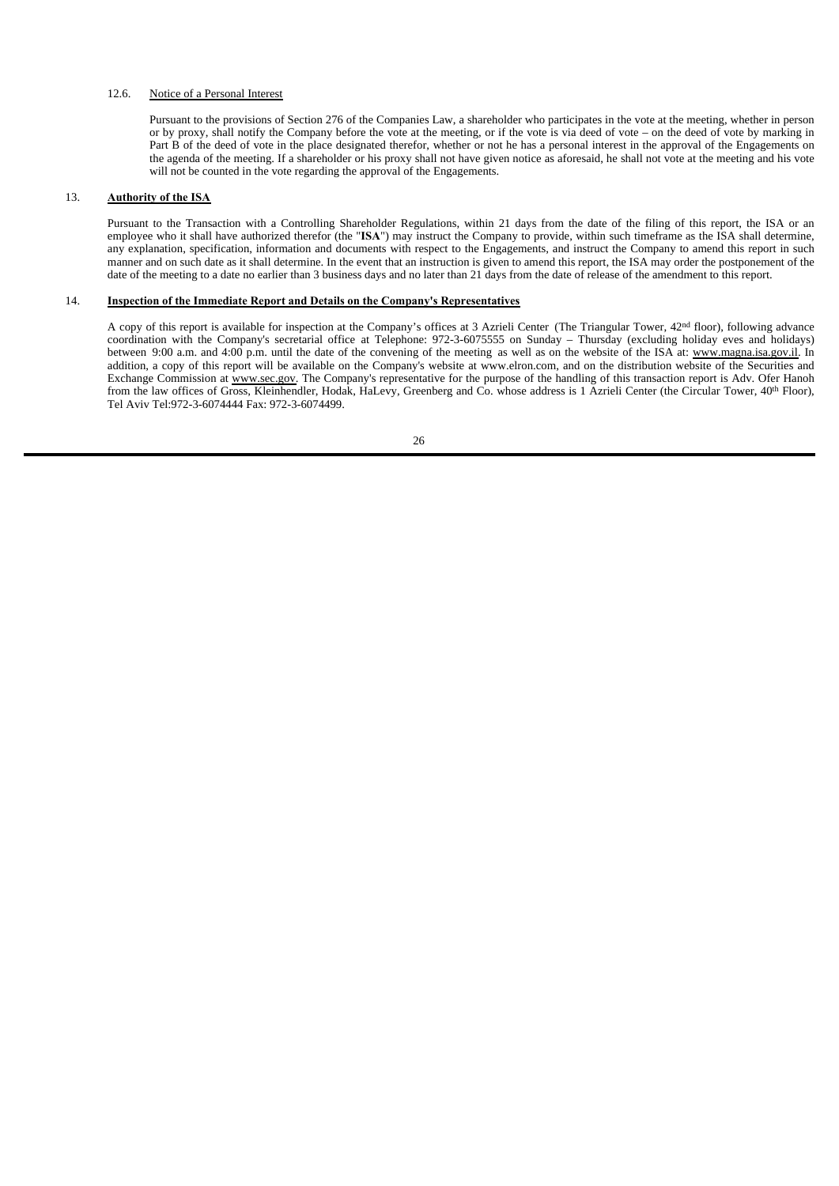12.6. Notice of a Personal Interest

Pursuant to the provisions of Section 276 of the Companies Law, a shareholder who participates in the vote at the meeting, whether in person or by proxy, shall notify the Company before the vote at the meeting, or if the vote is via deed of vote – on the deed of vote by marking in Part B of the deed of vote in the place designated therefor, whether or not he has a personal interest in the approval of the Engagements on the agenda of the meeting. If a shareholder or his proxy shall not have given notice as aforesaid, he shall not vote at the meeting and his vote will not be counted in the vote regarding the approval of the Engagements.

## 13. Authority of the ISA

Pursuant to the Transaction with a Controlling Shareholder Regulations, within 21 days from the date of the filing of this report, the ISA or an employee who it shall have authorized therefor (the "**ISA**") may instruct the Company to provide, within such timeframe as the ISA shall determine, any explanation, specification, information and documents with respect to the Engagements, and instruct the Company to amend this report in such manner and on such date as it shall determine. In the event that an instruction is given to amend this report, the ISA may order the postponement of the date of the meeting to a date no earlier than 3 business days and no later than 21 days from the date of release of the amendment to this report.

## 14. Inspection of the Immediate Report and Details on the Company's Representatives

A copy of this report is available for inspection at the Company's offices at 3 Azrieli Center (The Triangular Tower, 42nd floor), following advance coordination with the Company's secretarial office at Telephone: 972-3-6075555 on Sunday – Thursday (excluding holiday eves and holidays) between 9:00 a.m. and 4:00 p.m. until the date of the convening of the meeting as well as on the website of the ISA at: www.magna.isa.gov.il. In addition, a copy of this report will be available on the Company's website at www.elron.com, and on the distribution website of the Securities and Exchange Commission at www.sec.gov. The Company's representative for the purpose of the handling of this transaction report is Adv. Ofer Hanoh from the law offices of Gross, Kleinhendler, Hodak, HaLevy, Greenberg and Co. whose address is 1 Azrieli Center (the Circular Tower, 40th Floor), Tel Aviv Tel:972-3-6074444 Fax: 972-3-6074499.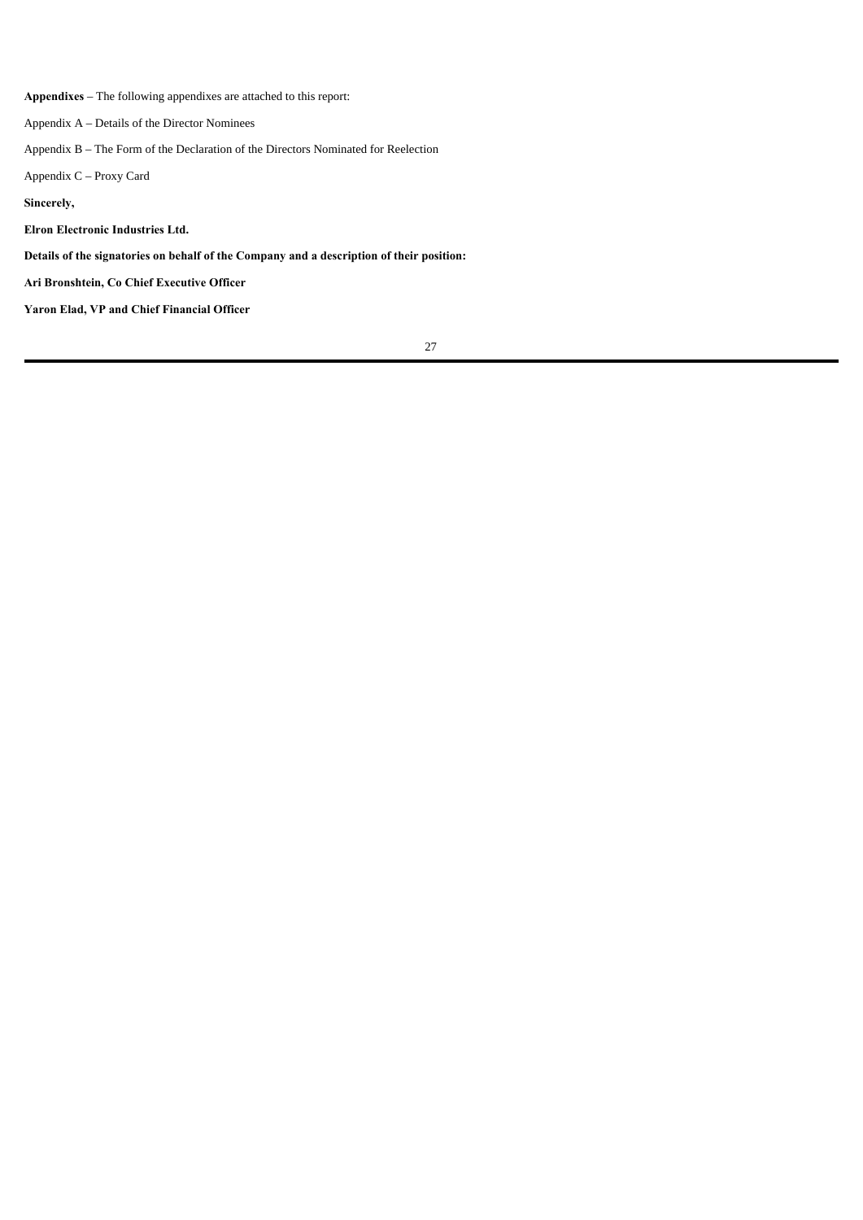**Appendixes** – The following appendixes are attached to this report:

Appendix A – Details of the Director Nominees

Appendix B – The Form of the Declaration of the Directors Nominated for Reelection

Appendix C – Proxy Card

**Sincerely,**

**Elron Electronic Industries Ltd.**

**Details of the signatories on behalf of the Company and a description of their position:**

**Ari Bronshtein, Co Chief Executive Officer**

**Yaron Elad, VP and Chief Financial Officer**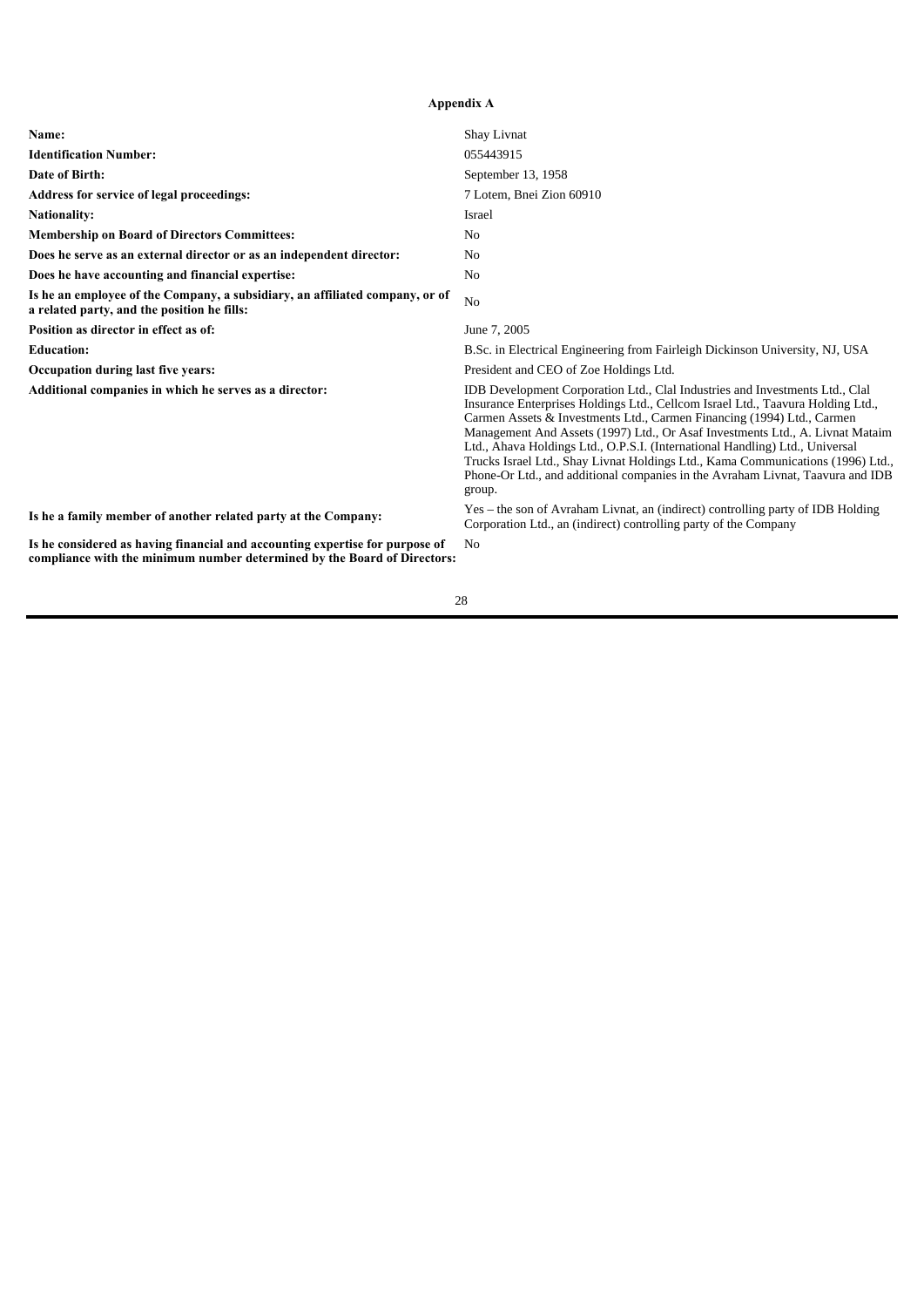**Appendix A**

| | |
|---|---|
| **Name:** | Shay Livnat |
| **Identification Number:** | 055443915 |
| **Date of Birth:** | September 13, 1958 |
| **Address for service of legal proceedings:** | 7 Lotem, Bnei Zion 60910 |
| **Nationality:** | Israel |
| **Membership on Board of Directors Committees:** | No |
| **Does he serve as an external director or as an independent director:** | No |
| **Does he have accounting and financial expertise:** | No |
| **Is he an employee of the Company, a subsidiary, an affiliated company, or of a related party, and the position he fills:** | No |
| **Position as director in effect as of:** | June 7, 2005 |
| **Education:** | B.Sc. in Electrical Engineering from Fairleigh Dickinson University, NJ, USA |
| **Occupation during last five years:** | President and CEO of Zoe Holdings Ltd. |
| **Additional companies in which he serves as a director:** | IDB Development Corporation Ltd., Clal Industries and Investments Ltd., Clal Insurance Enterprises Holdings Ltd., Cellcom Israel Ltd., Taavura Holding Ltd., Carmen Assets & Investments Ltd., Carmen Financing (1994) Ltd., Carmen Management And Assets (1997) Ltd., Or Asaf Investments Ltd., A. Livnat Mataim Ltd., Ahava Holdings Ltd., O.P.S.I. (International Handling) Ltd., Universal Trucks Israel Ltd., Shay Livnat Holdings Ltd., Kama Communications (1996) Ltd., Phone-Or Ltd., and additional companies in the Avraham Livnat, Taavura and IDB group. |
| **Is he a family member of another related party at the Company:** | Yes – the son of Avraham Livnat, an (indirect) controlling party of IDB Holding Corporation Ltd., an (indirect) controlling party of the Company |
| **Is he considered as having financial and accounting expertise for purpose of compliance with the minimum number determined by the Board of Directors:** | No |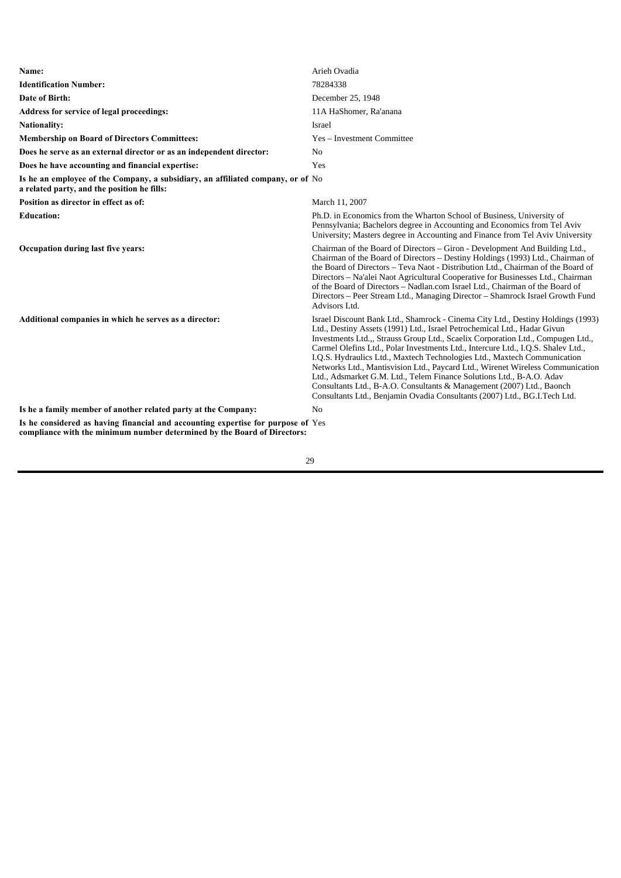| | |
|---|---|
| **Name:** | Arieh Ovadia |
| **Identification Number:** | 78284338 |
| **Date of Birth:** | December 25, 1948 |
| **Address for service of legal proceedings:** | 11A HaShomer, Ra'anana |
| **Nationality:** | Israel |
| **Membership on Board of Directors Committees:** | Yes – Investment Committee |
| **Does he serve as an external director or as an independent director:** | No |
| **Does he have accounting and financial expertise:** | Yes |
| **Is he an employee of the Company, a subsidiary, an affiliated company, or of a related party, and the position he fills:** | No |
| **Position as director in effect as of:** | March 11, 2007 |
| **Education:** | Ph.D. in Economics from the Wharton School of Business, University of Pennsylvania; Bachelors degree in Accounting and Economics from Tel Aviv University; Masters degree in Accounting and Finance from Tel Aviv University |
| **Occupation during last five years:** | Chairman of the Board of Directors – Giron - Development And Building Ltd., Chairman of the Board of Directors – Destiny Holdings (1993) Ltd., Chairman of the Board of Directors – Teva Naot - Distribution Ltd., Chairman of the Board of Directors – Na'alei Naot Agricultural Cooperative for Businesses Ltd., Chairman of the Board of Directors – Nadlan.com Israel Ltd., Chairman of the Board of Directors – Peer Stream Ltd., Managing Director – Shamrock Israel Growth Fund Advisors Ltd. |
| **Additional companies in which he serves as a director:** | Israel Discount Bank Ltd., Shamrock - Cinema City Ltd., Destiny Holdings (1993) Ltd., Destiny Assets (1991) Ltd., Israel Petrochemical Ltd., Hadar Givun Investments Ltd.,, Strauss Group Ltd., Scaelix Corporation Ltd., Compugen Ltd., Carmel Olefins Ltd., Polar Investments Ltd., Intercure Ltd., I.Q.S. Shalev Ltd., I.Q.S. Hydraulics Ltd., Maxtech Technologies Ltd., Maxtech Communication Networks Ltd., Mantisvision Ltd., Paycard Ltd., Wirenet Wireless Communication Ltd., Adsmarket G.M. Ltd., Telem Finance Solutions Ltd., B-A.O. Adav Consultants Ltd., B-A.O. Consultants & Management (2007) Ltd., Baonch Consultants Ltd., Benjamin Ovadia Consultants (2007) Ltd., BG.I.Tech Ltd. |
| **Is he a family member of another related party at the Company:** | No |
| **Is he considered as having financial and accounting expertise for purpose of compliance with the minimum number determined by the Board of Directors:** | Yes |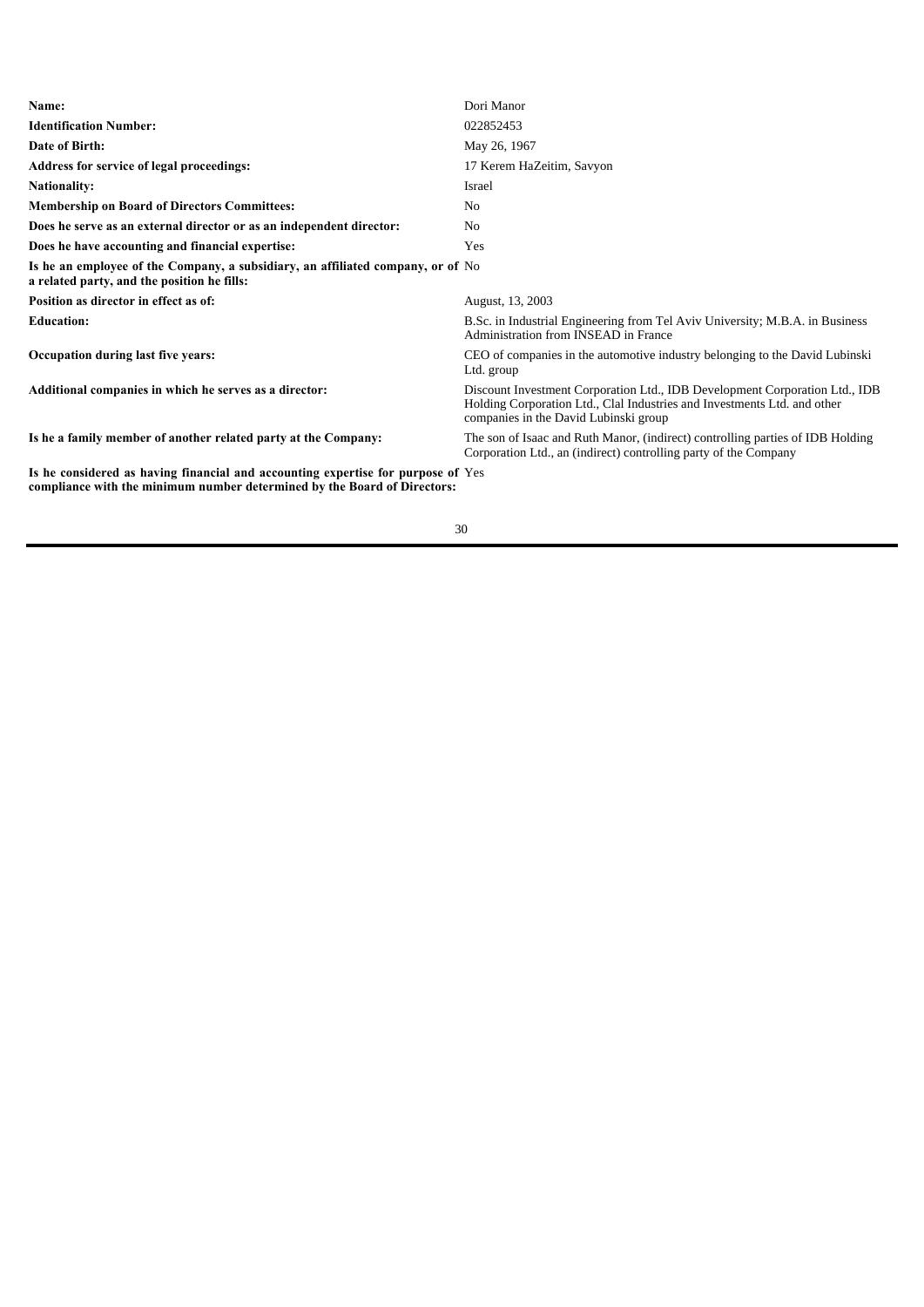| | |
|---|---|
| **Name:** | Dori Manor |
| **Identification Number:** | 022852453 |
| **Date of Birth:** | May 26, 1967 |
| **Address for service of legal proceedings:** | 17 Kerem HaZeitim, Savyon |
| **Nationality:** | Israel |
| **Membership on Board of Directors Committees:** | No |
| **Does he serve as an external director or as an independent director:** | No |
| **Does he have accounting and financial expertise:** | Yes |
| **Is he an employee of the Company, a subsidiary, an affiliated company, or of a related party, and the position he fills:** | No |
| **Position as director in effect as of:** | August, 13, 2003 |
| **Education:** | B.Sc. in Industrial Engineering from Tel Aviv University; M.B.A. in Business Administration from INSEAD in France |
| **Occupation during last five years:** | CEO of companies in the automotive industry belonging to the David Lubinski Ltd. group |
| **Additional companies in which he serves as a director:** | Discount Investment Corporation Ltd., IDB Development Corporation Ltd., IDB Holding Corporation Ltd., Clal Industries and Investments Ltd. and other companies in the David Lubinski group |
| **Is he a family member of another related party at the Company:** | The son of Isaac and Ruth Manor, (indirect) controlling parties of IDB Holding Corporation Ltd., an (indirect) controlling party of the Company |
| **Is he considered as having financial and accounting expertise for purpose of compliance with the minimum number determined by the Board of Directors:** | Yes |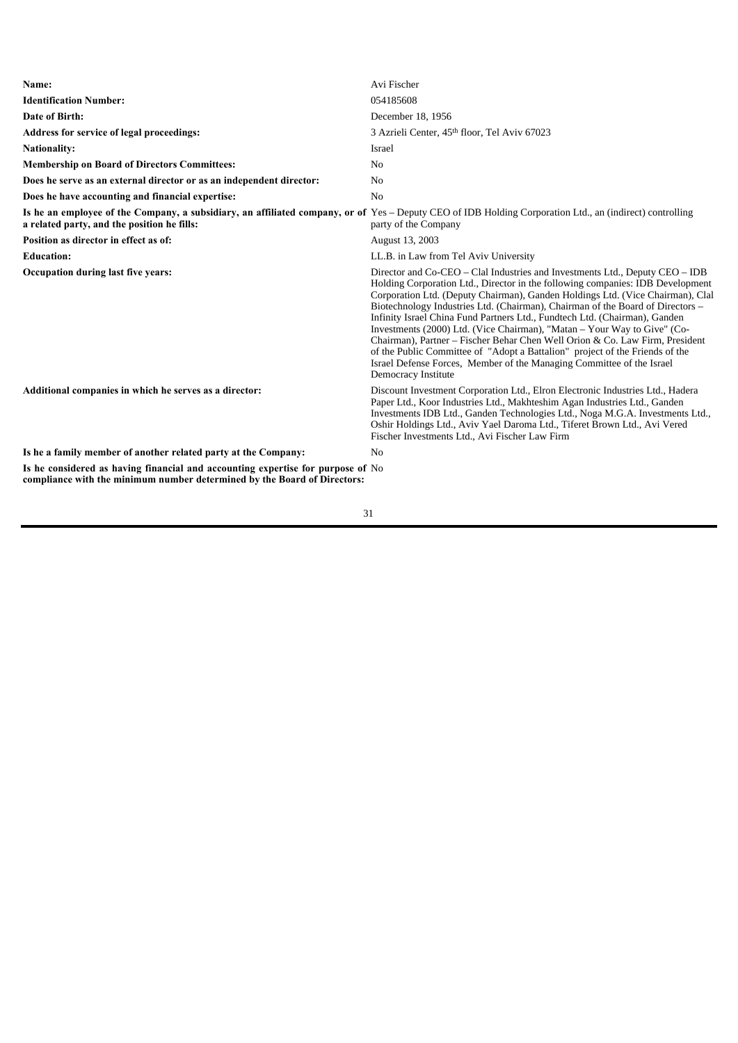| | |
|---|---|
| **Name:** | Avi Fischer |
| **Identification Number:** | 054185608 |
| **Date of Birth:** | December 18, 1956 |
| **Address for service of legal proceedings:** | 3 Azrieli Center, 45th floor, Tel Aviv 67023 |
| **Nationality:** | Israel |
| **Membership on Board of Directors Committees:** | No |
| **Does he serve as an external director or as an independent director:** | No |
| **Does he have accounting and financial expertise:** | No |
| **Is he an employee of the Company, a subsidiary, an affiliated company, or of a related party, and the position he fills:** | Yes – Deputy CEO of IDB Holding Corporation Ltd., an (indirect) controlling party of the Company |
| **Position as director in effect as of:** | August 13, 2003 |
| **Education:** | LL.B. in Law from Tel Aviv University |
| **Occupation during last five years:** | Director and Co-CEO – Clal Industries and Investments Ltd., Deputy CEO – IDB Holding Corporation Ltd., Director in the following companies: IDB Development Corporation Ltd. (Deputy Chairman), Ganden Holdings Ltd. (Vice Chairman), Clal Biotechnology Industries Ltd. (Chairman), Chairman of the Board of Directors – Infinity Israel China Fund Partners Ltd., Fundtech Ltd. (Chairman), Ganden Investments (2000) Ltd. (Vice Chairman), "Matan – Your Way to Give" (Co-Chairman), Partner – Fischer Behar Chen Well Orion & Co. Law Firm, President of the Public Committee of "Adopt a Battalion" project of the Friends of the Israel Defense Forces, Member of the Managing Committee of the Israel Democracy Institute |
| **Additional companies in which he serves as a director:** | Discount Investment Corporation Ltd., Elron Electronic Industries Ltd., Hadera Paper Ltd., Koor Industries Ltd., Makhteshim Agan Industries Ltd., Ganden Investments IDB Ltd., Ganden Technologies Ltd., Noga M.G.A. Investments Ltd., Oshir Holdings Ltd., Aviv Yael Daroma Ltd., Tiferet Brown Ltd., Avi Vered Fischer Investments Ltd., Avi Fischer Law Firm |
| **Is he a family member of another related party at the Company:** | No |
| **Is he considered as having financial and accounting expertise for purpose of compliance with the minimum number determined by the Board of Directors:** | No |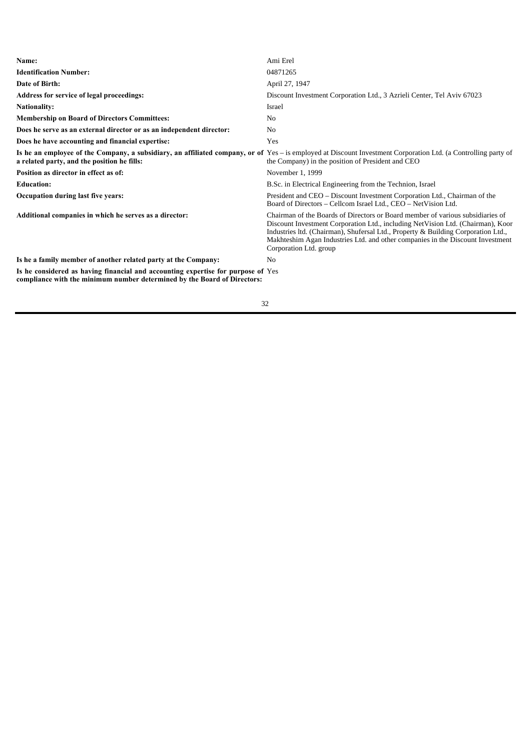| | |
|---|---|
| **Name:** | Ami Erel |
| **Identification Number:** | 04871265 |
| **Date of Birth:** | April 27, 1947 |
| **Address for service of legal proceedings:** | Discount Investment Corporation Ltd., 3 Azrieli Center, Tel Aviv 67023 |
| **Nationality:** | Israel |
| **Membership on Board of Directors Committees:** | No |
| **Does he serve as an external director or as an independent director:** | No |
| **Does he have accounting and financial expertise:** | Yes |
| **Is he an employee of the Company, a subsidiary, an affiliated company, or of a related party, and the position he fills:** | Yes – is employed at Discount Investment Corporation Ltd. (a Controlling party of the Company) in the position of President and CEO |
| **Position as director in effect as of:** | November 1, 1999 |
| **Education:** | B.Sc. in Electrical Engineering from the Technion, Israel |
| **Occupation during last five years:** | President and CEO – Discount Investment Corporation Ltd., Chairman of the Board of Directors – Cellcom Israel Ltd., CEO – NetVision Ltd. |
| **Additional companies in which he serves as a director:** | Chairman of the Boards of Directors or Board member of various subsidiaries of Discount Investment Corporation Ltd., including NetVision Ltd. (Chairman), Koor Industries ltd. (Chairman), Shufersal Ltd., Property & Building Corporation Ltd., Makhteshim Agan Industries Ltd. and other companies in the Discount Investment Corporation Ltd. group |
| **Is he a family member of another related party at the Company:** | No |
| **Is he considered as having financial and accounting expertise for purpose of compliance with the minimum number determined by the Board of Directors:** | Yes |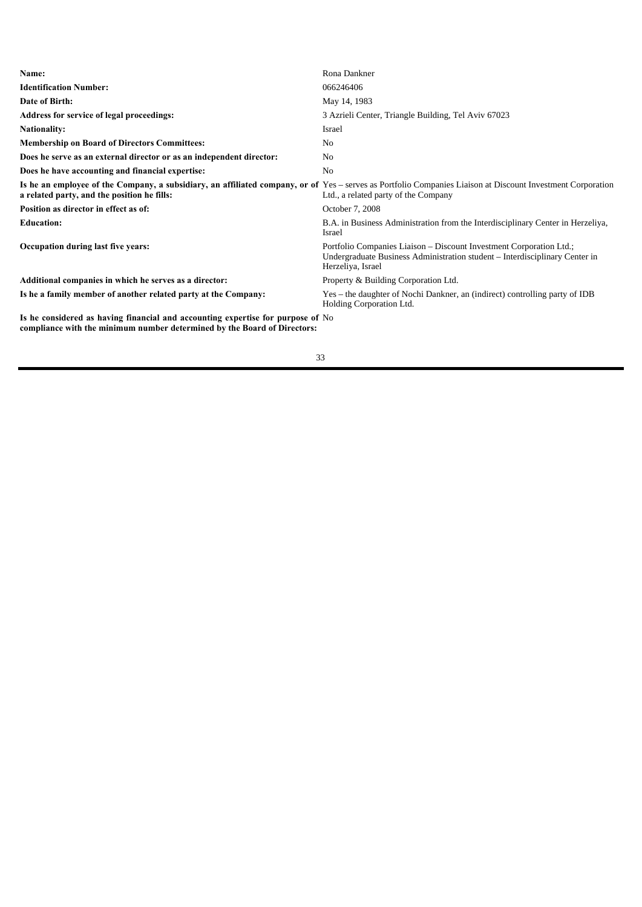| | |
|---|---|
| **Name:** | Rona Dankner |
| **Identification Number:** | 066246406 |
| **Date of Birth:** | May 14, 1983 |
| **Address for service of legal proceedings:** | 3 Azrieli Center, Triangle Building, Tel Aviv 67023 |
| **Nationality:** | Israel |
| **Membership on Board of Directors Committees:** | No |
| **Does he serve as an external director or as an independent director:** | No |
| **Does he have accounting and financial expertise:** | No |
| **Is he an employee of the Company, a subsidiary, an affiliated company, or of a related party, and the position he fills:** | Yes – serves as Portfolio Companies Liaison at Discount Investment Corporation Ltd., a related party of the Company |
| **Position as director in effect as of:** | October 7, 2008 |
| **Education:** | B.A. in Business Administration from the Interdisciplinary Center in Herzeliya, Israel |
| **Occupation during last five years:** | Portfolio Companies Liaison – Discount Investment Corporation Ltd.; Undergraduate Business Administration student – Interdisciplinary Center in Herzeliya, Israel |
| **Additional companies in which he serves as a director:** | Property & Building Corporation Ltd. |
| **Is he a family member of another related party at the Company:** | Yes – the daughter of Nochi Dankner, an (indirect) controlling party of IDB Holding Corporation Ltd. |
| **Is he considered as having financial and accounting expertise for purpose of compliance with the minimum number determined by the Board of Directors:** | No |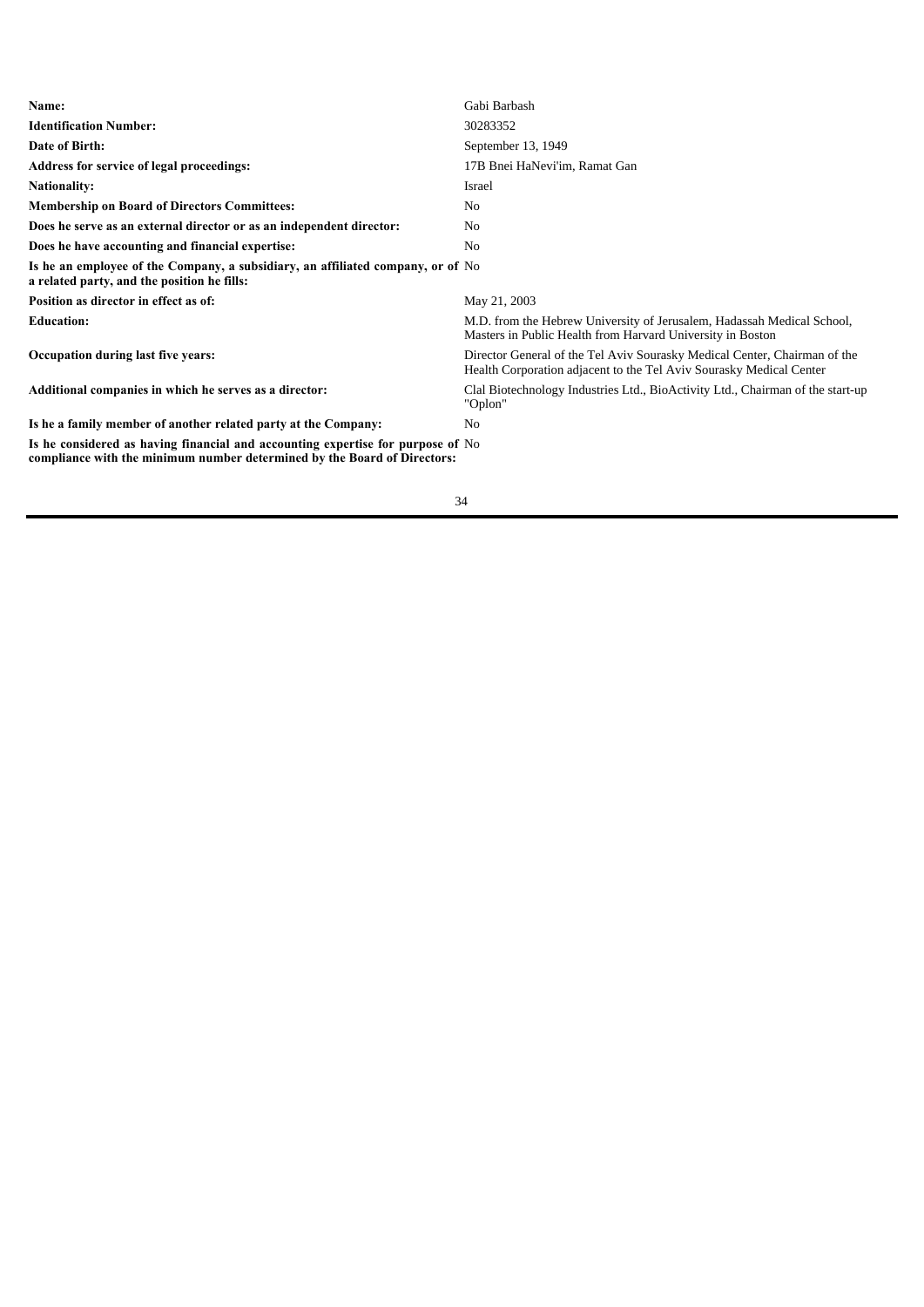| | |
|---|---|
| **Name:** | Gabi Barbash |
| **Identification Number:** | 30283352 |
| **Date of Birth:** | September 13, 1949 |
| **Address for service of legal proceedings:** | 17B Bnei HaNevi'im, Ramat Gan |
| **Nationality:** | Israel |
| **Membership on Board of Directors Committees:** | No |
| **Does he serve as an external director or as an independent director:** | No |
| **Does he have accounting and financial expertise:** | No |
| **Is he an employee of the Company, a subsidiary, an affiliated company, or of a related party, and the position he fills:** | No |
| **Position as director in effect as of:** | May 21, 2003 |
| **Education:** | M.D. from the Hebrew University of Jerusalem, Hadassah Medical School, Masters in Public Health from Harvard University in Boston |
| **Occupation during last five years:** | Director General of the Tel Aviv Sourasky Medical Center, Chairman of the Health Corporation adjacent to the Tel Aviv Sourasky Medical Center |
| **Additional companies in which he serves as a director:** | Clal Biotechnology Industries Ltd., BioActivity Ltd., Chairman of the start-up "Oplon" |
| **Is he a family member of another related party at the Company:** | No |
| **Is he considered as having financial and accounting expertise for purpose of compliance with the minimum number determined by the Board of Directors:** | No |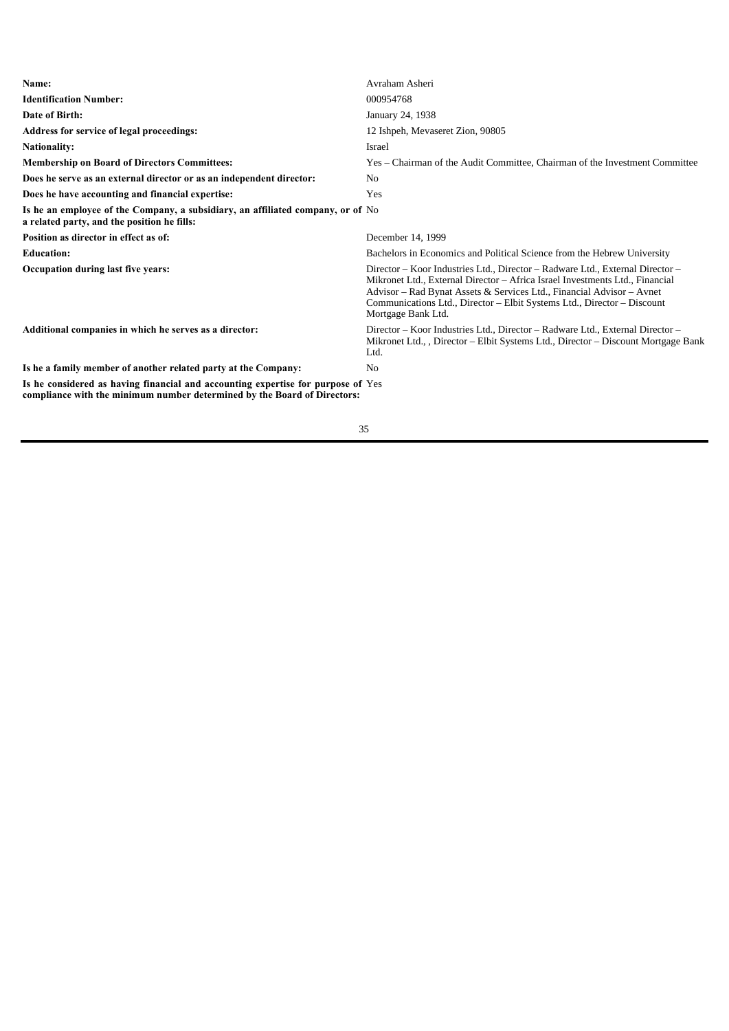| | |
|---|---|
| **Name:** | Avraham Asheri |
| **Identification Number:** | 000954768 |
| **Date of Birth:** | January 24, 1938 |
| **Address for service of legal proceedings:** | 12 Ishpeh, Mevaseret Zion, 90805 |
| **Nationality:** | Israel |
| **Membership on Board of Directors Committees:** | Yes – Chairman of the Audit Committee, Chairman of the Investment Committee |
| **Does he serve as an external director or as an independent director:** | No |
| **Does he have accounting and financial expertise:** | Yes |
| **Is he an employee of the Company, a subsidiary, an affiliated company, or of a related party, and the position he fills:** | No |
| **Position as director in effect as of:** | December 14, 1999 |
| **Education:** | Bachelors in Economics and Political Science from the Hebrew University |
| **Occupation during last five years:** | Director – Koor Industries Ltd., Director – Radware Ltd., External Director – Mikronet Ltd., External Director – Africa Israel Investments Ltd., Financial Advisor – Rad Bynat Assets & Services Ltd., Financial Advisor – Avnet Communications Ltd., Director – Elbit Systems Ltd., Director – Discount Mortgage Bank Ltd. |
| **Additional companies in which he serves as a director:** | Director – Koor Industries Ltd., Director – Radware Ltd., External Director – Mikronet Ltd., , Director – Elbit Systems Ltd., Director – Discount Mortgage Bank Ltd. |
| **Is he a family member of another related party at the Company:** | No |
| **Is he considered as having financial and accounting expertise for purpose of compliance with the minimum number determined by the Board of Directors:** | Yes |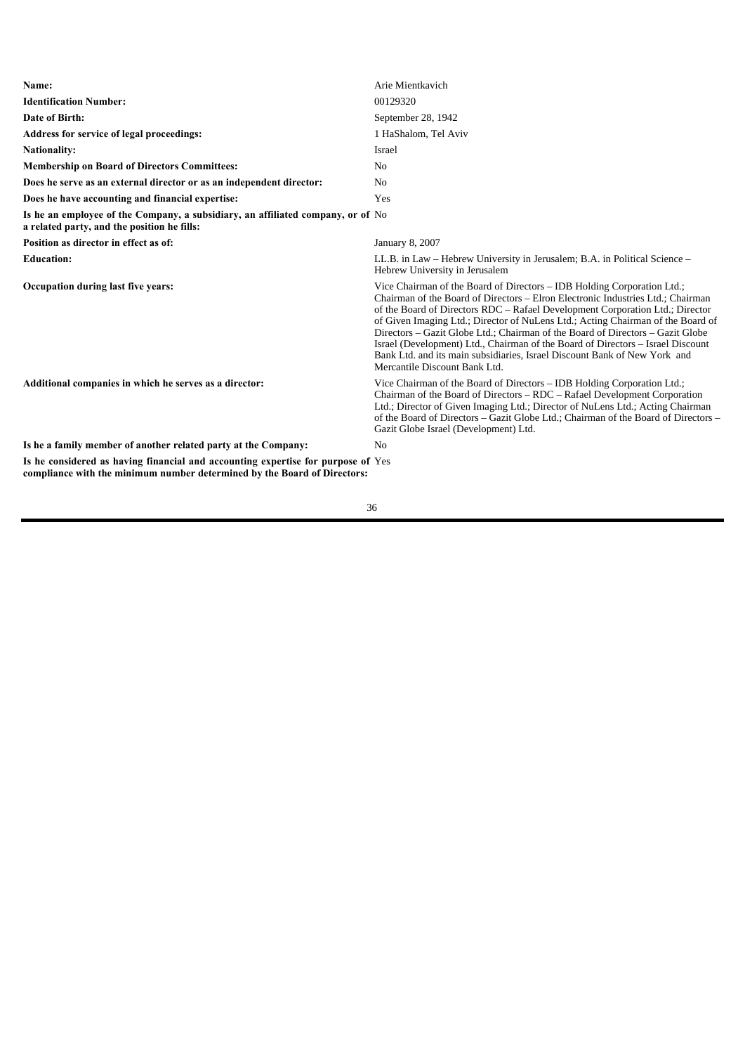| | |
|---|---|
| **Name:** | Arie Mientkavich |
| **Identification Number:** | 00129320 |
| **Date of Birth:** | September 28, 1942 |
| **Address for service of legal proceedings:** | 1 HaShalom, Tel Aviv |
| **Nationality:** | Israel |
| **Membership on Board of Directors Committees:** | No |
| **Does he serve as an external director or as an independent director:** | No |
| **Does he have accounting and financial expertise:** | Yes |
| **Is he an employee of the Company, a subsidiary, an affiliated company, or of a related party, and the position he fills:** | No |
| **Position as director in effect as of:** | January 8, 2007 |
| **Education:** | LL.B. in Law – Hebrew University in Jerusalem; B.A. in Political Science – Hebrew University in Jerusalem |
| **Occupation during last five years:** | Vice Chairman of the Board of Directors – IDB Holding Corporation Ltd.; Chairman of the Board of Directors – Elron Electronic Industries Ltd.; Chairman of the Board of Directors RDC – Rafael Development Corporation Ltd.; Director of Given Imaging Ltd.; Director of NuLens Ltd.; Acting Chairman of the Board of Directors – Gazit Globe Ltd.; Chairman of the Board of Directors – Gazit Globe Israel (Development) Ltd., Chairman of the Board of Directors – Israel Discount Bank Ltd. and its main subsidiaries, Israel Discount Bank of New York and Mercantile Discount Bank Ltd. |
| **Additional companies in which he serves as a director:** | Vice Chairman of the Board of Directors – IDB Holding Corporation Ltd.; Chairman of the Board of Directors – RDC – Rafael Development Corporation Ltd.; Director of Given Imaging Ltd.; Director of NuLens Ltd.; Acting Chairman of the Board of Directors – Gazit Globe Ltd.; Chairman of the Board of Directors – Gazit Globe Israel (Development) Ltd. |
| **Is he a family member of another related party at the Company:** | No |
| **Is he considered as having financial and accounting expertise for purpose of compliance with the minimum number determined by the Board of Directors:** | Yes |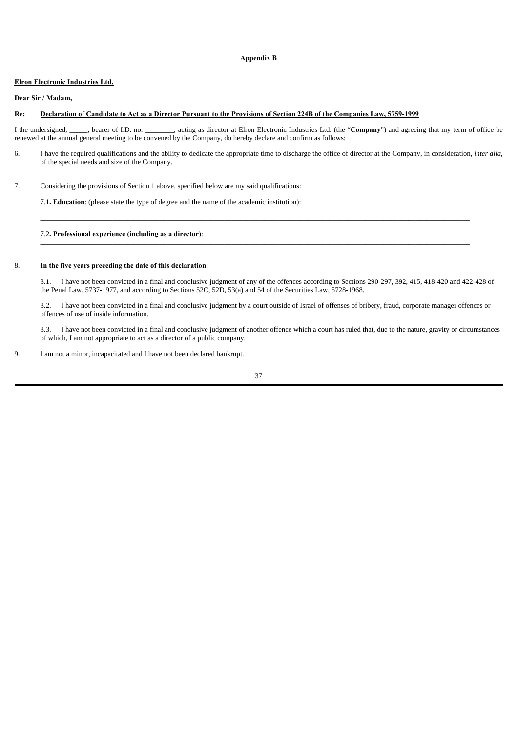**Appendix B**

**Elron Electronic Industries Ltd.**

**Dear Sir / Madam,**

**Re: Declaration of Candidate to Act as a Director Pursuant to the Provisions of Section 224B of the Companies Law, 5759-1999**

I the undersigned, _____, bearer of I.D. no. ________, acting as director at Elron Electronic Industries Ltd. (the "**Company**") and agreeing that my term of office be renewed at the annual general meeting to be convened by the Company, do hereby declare and confirm as follows:

6. I have the required qualifications and the ability to dedicate the appropriate time to discharge the office of director at the Company, in consideration, *inter alia*, of the special needs and size of the Company.

7. Considering the provisions of Section 1 above, specified below are my said qualifications:

   7.1**. Education**: (please state the type of degree and the name of the academic institution): ____________________________________________________
   ________________________________________________________________________________________________________________________
   ________________________________________________________________________________________________________________________

   7.2**. Professional experience (including as a director)**: ________________________________________________________________________________
   ________________________________________________________________________________________________________________________
   ________________________________________________________________________________________________________________________

8. **In the five years preceding the date of this declaration**:

   8.1. I have not been convicted in a final and conclusive judgment of any of the offences according to Sections 290-297, 392, 415, 418-420 and 422-428 of the Penal Law, 5737-1977, and according to Sections 52C, 52D, 53(a) and 54 of the Securities Law, 5728-1968.

   8.2. I have not been convicted in a final and conclusive judgment by a court outside of Israel of offenses of bribery, fraud, corporate manager offences or offences of use of inside information.

   8.3. I have not been convicted in a final and conclusive judgment of another offence which a court has ruled that, due to the nature, gravity or circumstances of which, I am not appropriate to act as a director of a public company.

9. I am not a minor, incapacitated and I have not been declared bankrupt.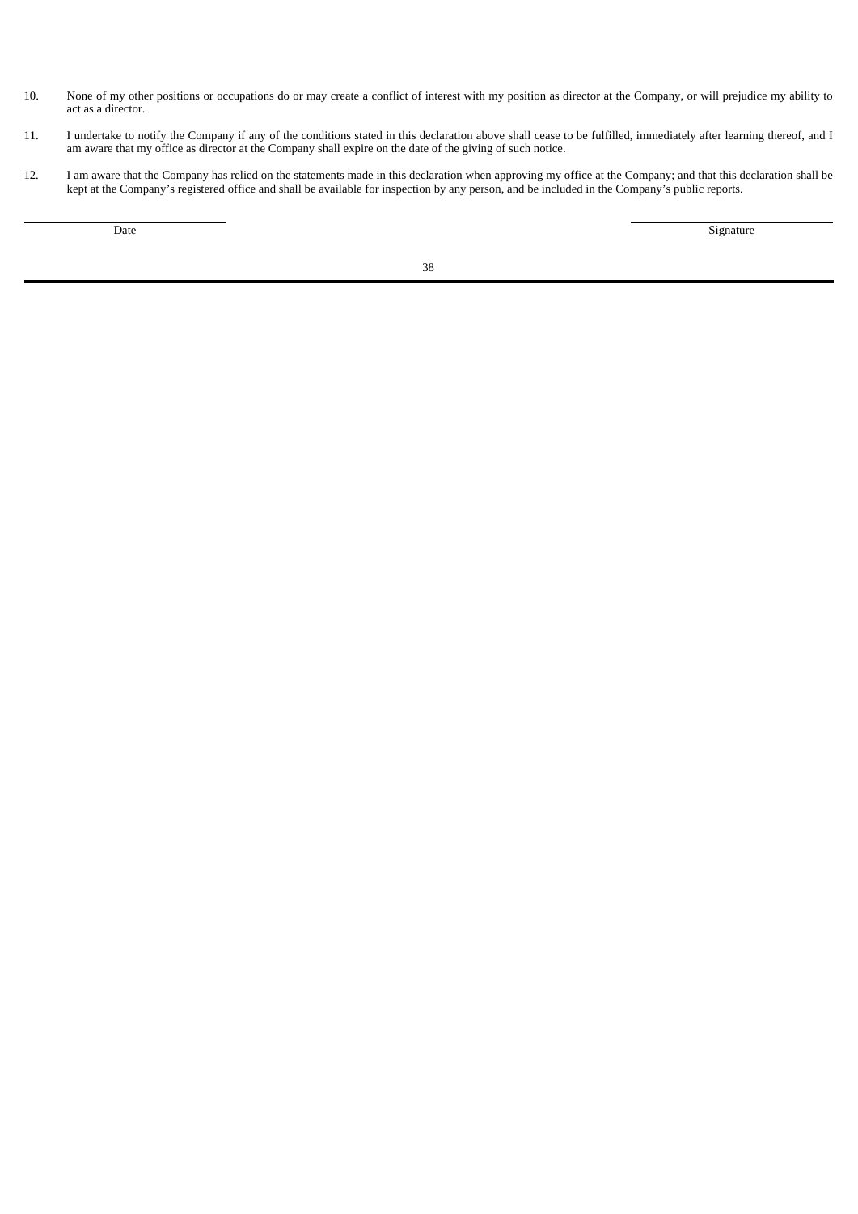10. None of my other positions or occupations do or may create a conflict of interest with my position as director at the Company, or will prejudice my ability to act as a director.

11. I undertake to notify the Company if any of the conditions stated in this declaration above shall cease to be fulfilled, immediately after learning thereof, and I am aware that my office as director at the Company shall expire on the date of the giving of such notice.

12. I am aware that the Company has relied on the statements made in this declaration when approving my office at the Company; and that this declaration shall be kept at the Company's registered office and shall be available for inspection by any person, and be included in the Company's public reports.

______________________ ______________________

Date Signature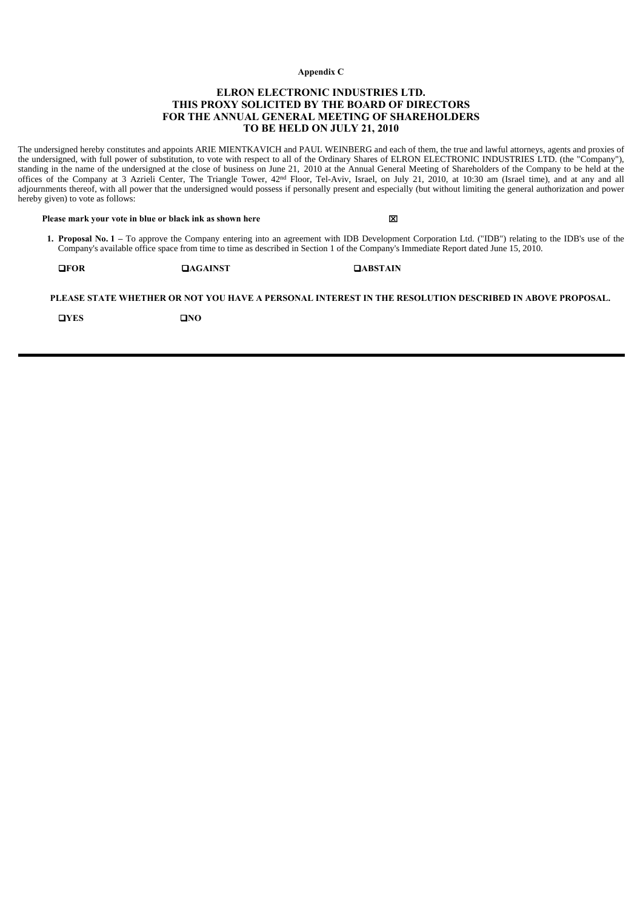**Appendix C**

**ELRON ELECTRONIC INDUSTRIES LTD.**
**THIS PROXY SOLICITED BY THE BOARD OF DIRECTORS**
**FOR THE ANNUAL GENERAL MEETING OF SHAREHOLDERS**
**TO BE HELD ON JULY 21, 2010**

The undersigned hereby constitutes and appoints ARIE MIENTKAVICH and PAUL WEINBERG and each of them, the true and lawful attorneys, agents and proxies of the undersigned, with full power of substitution, to vote with respect to all of the Ordinary Shares of ELRON ELECTRONIC INDUSTRIES LTD. (the "Company"), standing in the name of the undersigned at the close of business on June 21, 2010 at the Annual General Meeting of Shareholders of the Company to be held at the offices of the Company at 3 Azrieli Center, The Triangle Tower, 42nd Floor, Tel-Aviv, Israel, on July 21, 2010, at 10:30 am (Israel time), and at any and all adjournments thereof, with all power that the undersigned would possess if personally present and especially (but without limiting the general authorization and power hereby given) to vote as follows:

**Please mark your vote in blue or black ink as shown here** ☒

1. **Proposal No. 1** – To approve the Company entering into an agreement with IDB Development Corporation Ltd. ("IDB") relating to the IDB's use of the Company's available office space from time to time as described in Section 1 of the Company's Immediate Report dated June 15, 2010.

❑**FOR** ❑**AGAINST** ❑**ABSTAIN**

**PLEASE STATE WHETHER OR NOT YOU HAVE A PERSONAL INTEREST IN THE RESOLUTION DESCRIBED IN ABOVE PROPOSAL.**

❑**YES** ❑**NO**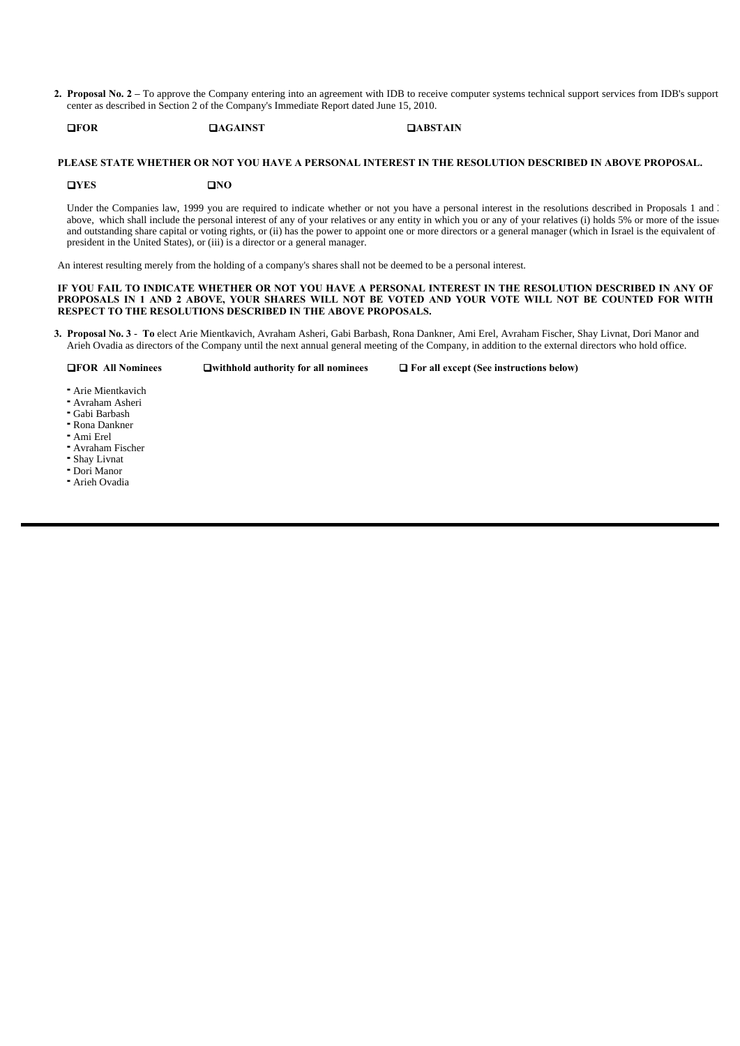**2. Proposal No. 2 –** To approve the Company entering into an agreement with IDB to receive computer systems technical support services from IDB's support center as described in Section 2 of the Company's Immediate Report dated June 15, 2010.

❑**FOR** ❑**AGAINST** ❑**ABSTAIN**

**PLEASE STATE WHETHER OR NOT YOU HAVE A PERSONAL INTEREST IN THE RESOLUTION DESCRIBED IN ABOVE PROPOSAL.**

❑**YES** ❑**NO**

Under the Companies law, 1999 you are required to indicate whether or not you have a personal interest in the resolutions described in Proposals 1 and 2 above, which shall include the personal interest of any of your relatives or any entity in which you or any of your relatives (i) holds 5% or more of the issued and outstanding share capital or voting rights, or (ii) has the power to appoint one or more directors or a general manager (which in Israel is the equivalent of president in the United States), or (iii) is a director or a general manager.

An interest resulting merely from the holding of a company's shares shall not be deemed to be a personal interest.

**IF YOU FAIL TO INDICATE WHETHER OR NOT YOU HAVE A PERSONAL INTEREST IN THE RESOLUTION DESCRIBED IN ANY OF PROPOSALS IN 1 AND 2 ABOVE, YOUR SHARES WILL NOT BE VOTED AND YOUR VOTE WILL NOT BE COUNTED FOR WITH RESPECT TO THE RESOLUTIONS DESCRIBED IN THE ABOVE PROPOSALS.**

**3. Proposal No. 3** - **To** elect Arie Mientkavich, Avraham Asheri, Gabi Barbash, Rona Dankner, Ami Erel, Avraham Fischer, Shay Livnat, Dori Manor and Arieh Ovadia as directors of the Company until the next annual general meeting of the Company, in addition to the external directors who hold office.

❑**FOR All Nominees** ❑**withhold authority for all nominees** ❑ **For all except (See instructions below)**

- Arie Mientkavich
- Avraham Asheri
- Gabi Barbash
- Rona Dankner
- Ami Erel
- Avraham Fischer
- Shay Livnat
- Dori Manor
- Arieh Ovadia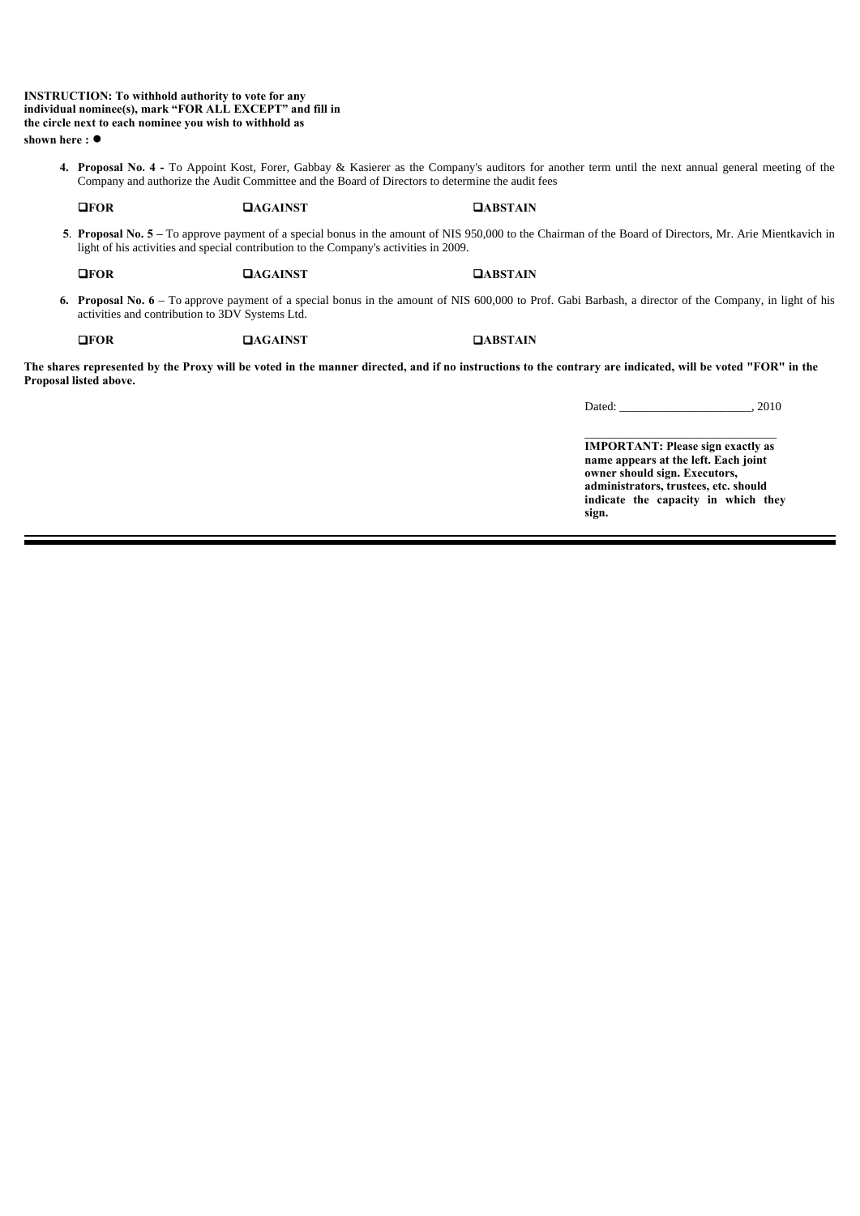**INSTRUCTION: To withhold authority to vote for any individual nominee(s), mark "FOR ALL EXCEPT" and fill in the circle next to each nominee you wish to withhold as shown here :** ●

**4. Proposal No. 4 -** To Appoint Kost, Forer, Gabbay & Kasierer as the Company's auditors for another term until the next annual general meeting of the Company and authorize the Audit Committee and the Board of Directors to determine the audit fees

❑**FOR** ❑**AGAINST** ❑**ABSTAIN**

**5**. **Proposal No. 5 –** To approve payment of a special bonus in the amount of NIS 950,000 to the Chairman of the Board of Directors, Mr. Arie Mientkavich in light of his activities and special contribution to the Company's activities in 2009.

❑**FOR** ❑**AGAINST** ❑**ABSTAIN**

**6. Proposal No. 6** – To approve payment of a special bonus in the amount of NIS 600,000 to Prof. Gabi Barbash, a director of the Company, in light of his activities and contribution to 3DV Systems Ltd.

❑**FOR** ❑**AGAINST** ❑**ABSTAIN**

**The shares represented by the Proxy will be voted in the manner directed, and if no instructions to the contrary are indicated, will be voted "FOR" in the Proposal listed above.**

Dated: ______________________, 2010

______________________________

**IMPORTANT: Please sign exactly as name appears at the left. Each joint owner should sign. Executors, administrators, trustees, etc. should indicate the capacity in which they sign.**